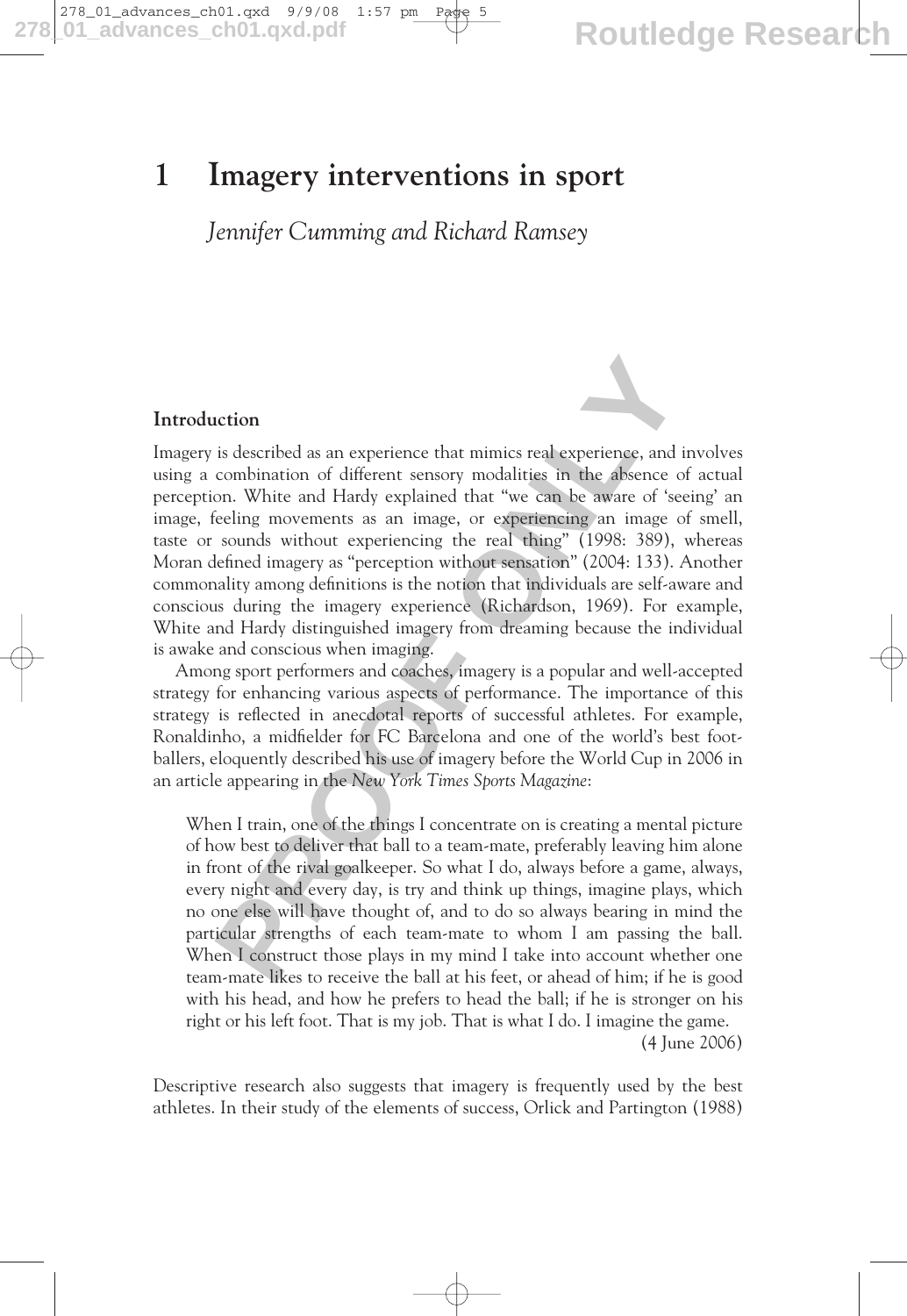# 1 Imagery interventions in sport

*Jennifer Cumming and Richard Ramsey*

## Introduction

Imagery is described as an experience that mimics real experience, and involves using a combination of different sensory modalities in the absence of actual perception. White and Hardy explained that "we can be aware of 'seeing' an image, feeling movements as an image, or experiencing an image of smell, taste or sounds without experiencing the real thing" (1998: 389), whereas Moran defined imagery as "perception without sensation" (2004: 133). Another commonality among definitions is the notion that individuals are self-aware and conscious during the imagery experience (Richardson, 1969). For example, White and Hardy distinguished imagery from dreaming because the individual is awake and conscious when imaging.

Among sport performers and coaches, imagery is a popular and well-accepted strategy for enhancing various aspects of performance. The importance of this strategy is reflected in anecdotal reports of successful athletes. For example, Ronaldinho, a midfielder for FC Barcelona and one of the world's best footballers, eloquently described his use of imagery before the World Cup in 2006 in an article appearing in the *New York Times Sports Magazine*:

> When I train, one of the things I concentrate on is creating a mental picture of how best to deliver that ball to a team-mate, preferably leaving him alone in front of the rival goalkeeper. So what I do, always before a game, always, every night and every day, is try and think up things, imagine plays, which no one else will have thought of, and to do so always bearing in mind the particular strengths of each team-mate to whom I am passing the ball. When I construct those plays in my mind I take into account whether one team-mate likes to receive the ball at his feet, or ahead of him; if he is good with his head, and how he prefers to head the ball; if he is stronger on his right or his left foot. That is my job. That is what I do. I imagine the game.
>
> (4 June 2006)

Descriptive research also suggests that imagery is frequently used by the best athletes. In their study of the elements of success, Orlick and Partington (1988)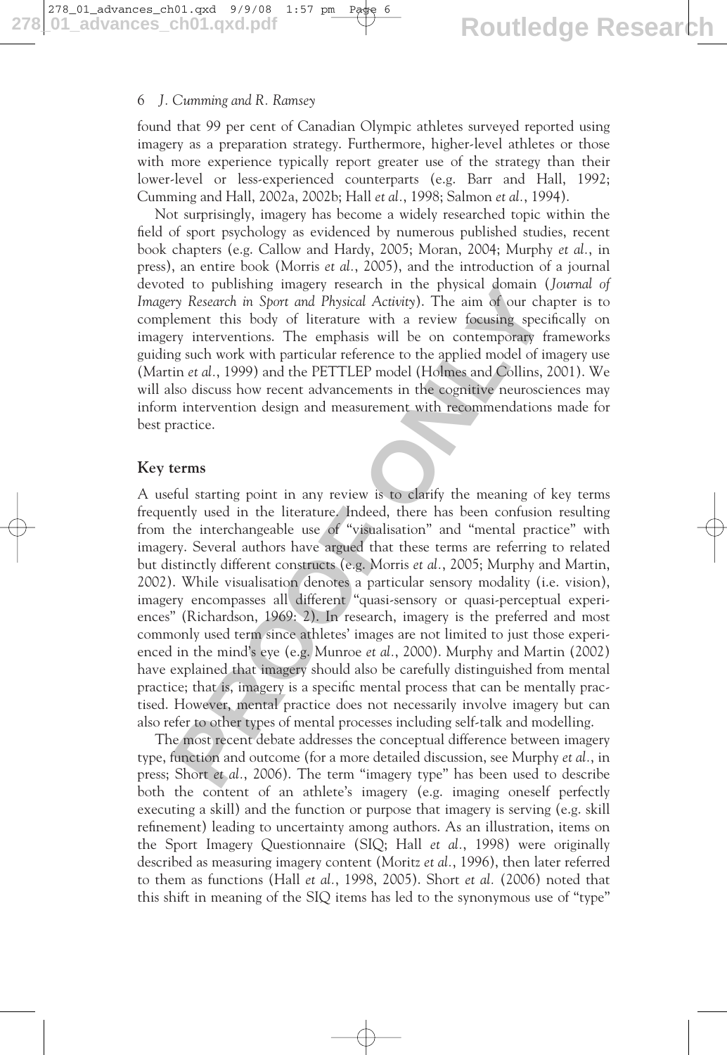found that 99 per cent of Canadian Olympic athletes surveyed reported using imagery as a preparation strategy. Furthermore, higher-level athletes or those with more experience typically report greater use of the strategy than their lower-level or less-experienced counterparts (e.g. Barr and Hall, 1992; Cumming and Hall, 2002a, 2002b; Hall *et al.*, 1998; Salmon *et al.*, 1994).

Not surprisingly, imagery has become a widely researched topic within the field of sport psychology as evidenced by numerous published studies, recent book chapters (e.g. Callow and Hardy, 2005; Moran, 2004; Murphy *et al.*, in press), an entire book (Morris *et al.*, 2005), and the introduction of a journal devoted to publishing imagery research in the physical domain (*Journal of Imagery Research in Sport and Physical Activity*). The aim of our chapter is to complement this body of literature with a review focusing specifically on imagery interventions. The emphasis will be on contemporary frameworks guiding such work with particular reference to the applied model of imagery use (Martin *et al.*, 1999) and the PETTLEP model (Holmes and Collins, 2001). We will also discuss how recent advancements in the cognitive neurosciences may inform intervention design and measurement with recommendations made for best practice.

## Key terms

A useful starting point in any review is to clarify the meaning of key terms frequently used in the literature. Indeed, there has been confusion resulting from the interchangeable use of "visualisation" and "mental practice" with imagery. Several authors have argued that these terms are referring to related but distinctly different constructs (e.g. Morris *et al.*, 2005; Murphy and Martin, 2002). While visualisation denotes a particular sensory modality (i.e. vision), imagery encompasses all different "quasi-sensory or quasi-perceptual experiences" (Richardson, 1969: 2). In research, imagery is the preferred and most commonly used term since athletes' images are not limited to just those experienced in the mind's eye (e.g. Munroe *et al.*, 2000). Murphy and Martin (2002) have explained that imagery should also be carefully distinguished from mental practice; that is, imagery is a specific mental process that can be mentally practised. However, mental practice does not necessarily involve imagery but can also refer to other types of mental processes including self-talk and modelling.

The most recent debate addresses the conceptual difference between imagery type, function and outcome (for a more detailed discussion, see Murphy *et al.*, in press; Short *et al.*, 2006). The term "imagery type" has been used to describe both the content of an athlete's imagery (e.g. imaging oneself perfectly executing a skill) and the function or purpose that imagery is serving (e.g. skill refinement) leading to uncertainty among authors. As an illustration, items on the Sport Imagery Questionnaire (SIQ; Hall *et al.*, 1998) were originally described as measuring imagery content (Moritz *et al.*, 1996), then later referred to them as functions (Hall *et al.*, 1998, 2005). Short *et al.* (2006) noted that this shift in meaning of the SIQ items has led to the synonymous use of "type"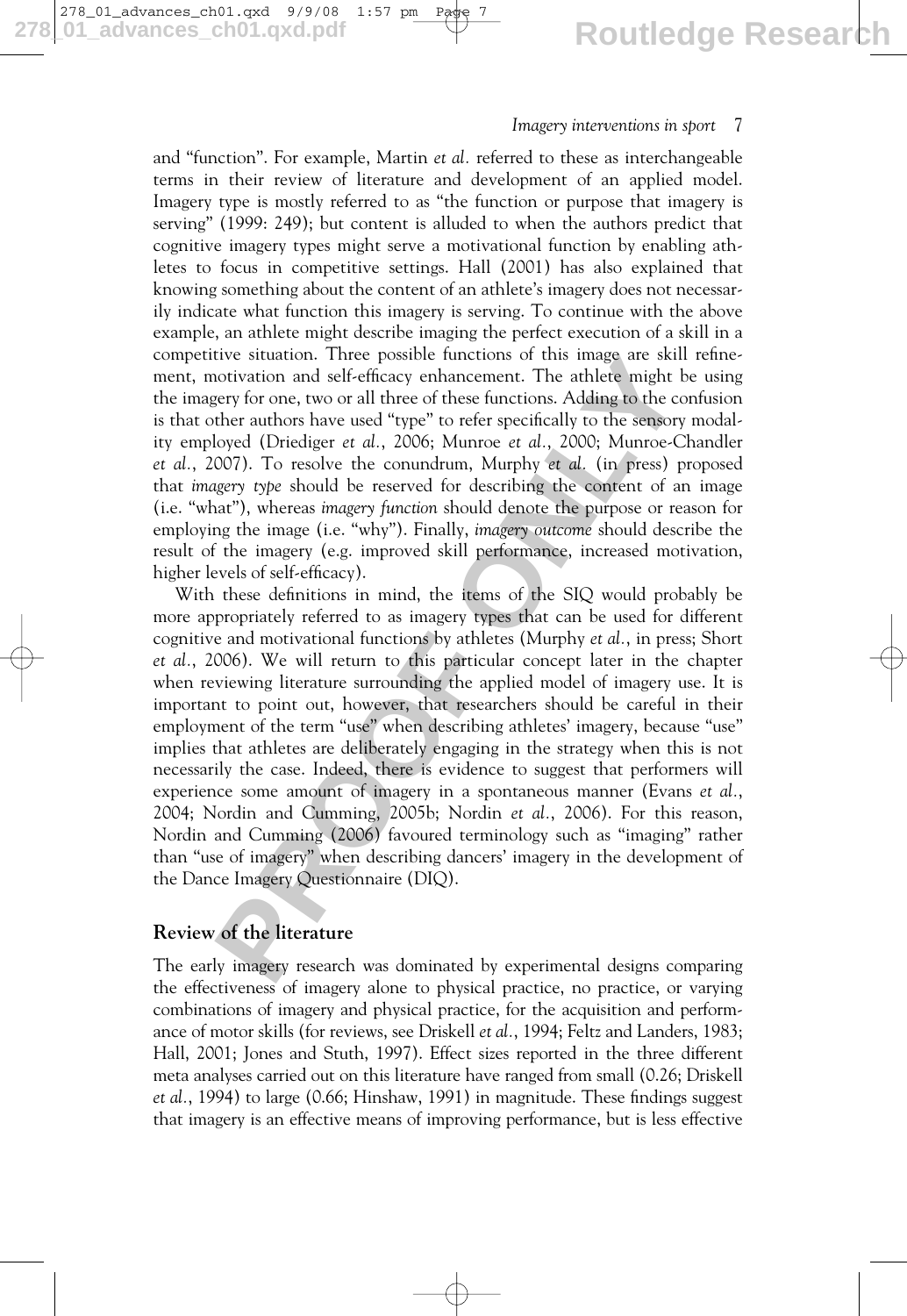and "function". For example, Martin *et al.* referred to these as interchangeable terms in their review of literature and development of an applied model. Imagery type is mostly referred to as "the function or purpose that imagery is serving" (1999: 249); but content is alluded to when the authors predict that cognitive imagery types might serve a motivational function by enabling athletes to focus in competitive settings. Hall (2001) has also explained that knowing something about the content of an athlete's imagery does not necessarily indicate what function this imagery is serving. To continue with the above example, an athlete might describe imaging the perfect execution of a skill in a competitive situation. Three possible functions of this image are skill refinement, motivation and self-efficacy enhancement. The athlete might be using the imagery for one, two or all three of these functions. Adding to the confusion is that other authors have used "type" to refer specifically to the sensory modality employed (Driediger *et al.*, 2006; Munroe *et al.*, 2000; Munroe-Chandler *et al.*, 2007). To resolve the conundrum, Murphy *et al.* (in press) proposed that *imagery type* should be reserved for describing the content of an image (i.e. "what"), whereas *imagery function* should denote the purpose or reason for employing the image (i.e. "why"). Finally, *imagery outcome* should describe the result of the imagery (e.g. improved skill performance, increased motivation, higher levels of self-efficacy).

With these definitions in mind, the items of the SIQ would probably be more appropriately referred to as imagery types that can be used for different cognitive and motivational functions by athletes (Murphy *et al.*, in press; Short *et al.*, 2006). We will return to this particular concept later in the chapter when reviewing literature surrounding the applied model of imagery use. It is important to point out, however, that researchers should be careful in their employment of the term "use" when describing athletes' imagery, because "use" implies that athletes are deliberately engaging in the strategy when this is not necessarily the case. Indeed, there is evidence to suggest that performers will experience some amount of imagery in a spontaneous manner (Evans *et al.*, 2004; Nordin and Cumming, 2005b; Nordin *et al.*, 2006). For this reason, Nordin and Cumming (2006) favoured terminology such as "imaging" rather than "use of imagery" when describing dancers' imagery in the development of the Dance Imagery Questionnaire (DIQ).

## Review of the literature

The early imagery research was dominated by experimental designs comparing the effectiveness of imagery alone to physical practice, no practice, or varying combinations of imagery and physical practice, for the acquisition and performance of motor skills (for reviews, see Driskell *et al.*, 1994; Feltz and Landers, 1983; Hall, 2001; Jones and Stuth, 1997). Effect sizes reported in the three different meta analyses carried out on this literature have ranged from small (0.26; Driskell *et al.*, 1994) to large (0.66; Hinshaw, 1991) in magnitude. These findings suggest that imagery is an effective means of improving performance, but is less effective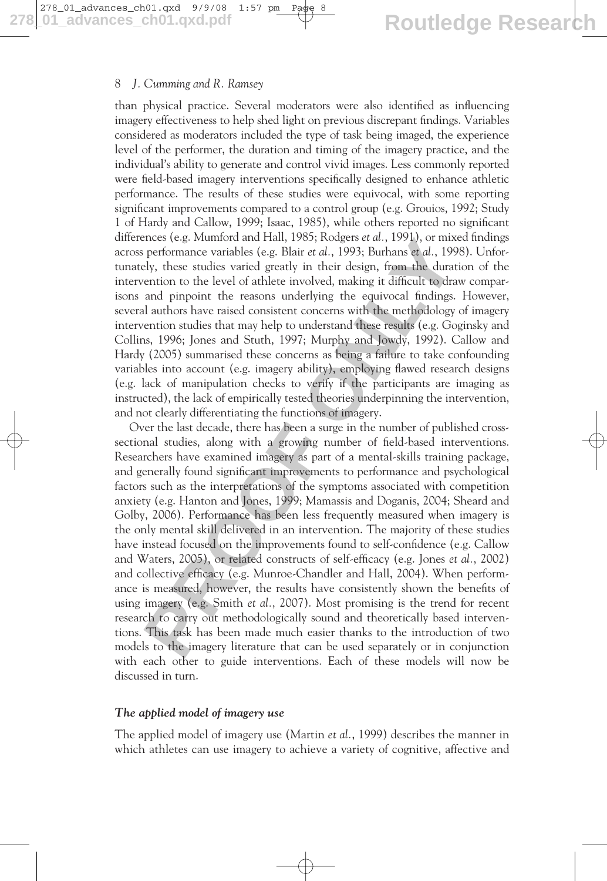than physical practice. Several moderators were also identified as influencing imagery effectiveness to help shed light on previous discrepant findings. Variables considered as moderators included the type of task being imaged, the experience level of the performer, the duration and timing of the imagery practice, and the individual's ability to generate and control vivid images. Less commonly reported were field-based imagery interventions specifically designed to enhance athletic performance. The results of these studies were equivocal, with some reporting significant improvements compared to a control group (e.g. Grouios, 1992; Study 1 of Hardy and Callow, 1999; Isaac, 1985), while others reported no significant differences (e.g. Mumford and Hall, 1985; Rodgers *et al.*, 1991), or mixed findings across performance variables (e.g. Blair *et al.*, 1993; Burhans *et al.*, 1998). Unfortunately, these studies varied greatly in their design, from the duration of the intervention to the level of athlete involved, making it difficult to draw comparisons and pinpoint the reasons underlying the equivocal findings. However, several authors have raised consistent concerns with the methodology of imagery intervention studies that may help to understand these results (e.g. Goginsky and Collins, 1996; Jones and Stuth, 1997; Murphy and Jowdy, 1992). Callow and Hardy (2005) summarised these concerns as being a failure to take confounding variables into account (e.g. imagery ability), employing flawed research designs (e.g. lack of manipulation checks to verify if the participants are imaging as instructed), the lack of empirically tested theories underpinning the intervention, and not clearly differentiating the functions of imagery.

Over the last decade, there has been a surge in the number of published cross-sectional studies, along with a growing number of field-based interventions. Researchers have examined imagery as part of a mental-skills training package, and generally found significant improvements to performance and psychological factors such as the interpretations of the symptoms associated with competition anxiety (e.g. Hanton and Jones, 1999; Mamassis and Doganis, 2004; Sheard and Golby, 2006). Performance has been less frequently measured when imagery is the only mental skill delivered in an intervention. The majority of these studies have instead focused on the improvements found to self-confidence (e.g. Callow and Waters, 2005), or related constructs of self-efficacy (e.g. Jones *et al.*, 2002) and collective efficacy (e.g. Munroe-Chandler and Hall, 2004). When performance is measured, however, the results have consistently shown the benefits of using imagery (e.g. Smith *et al.*, 2007). Most promising is the trend for recent research to carry out methodologically sound and theoretically based interventions. This task has been made much easier thanks to the introduction of two models to the imagery literature that can be used separately or in conjunction with each other to guide interventions. Each of these models will now be discussed in turn.

### *The applied model of imagery use*

The applied model of imagery use (Martin *et al.*, 1999) describes the manner in which athletes can use imagery to achieve a variety of cognitive, affective and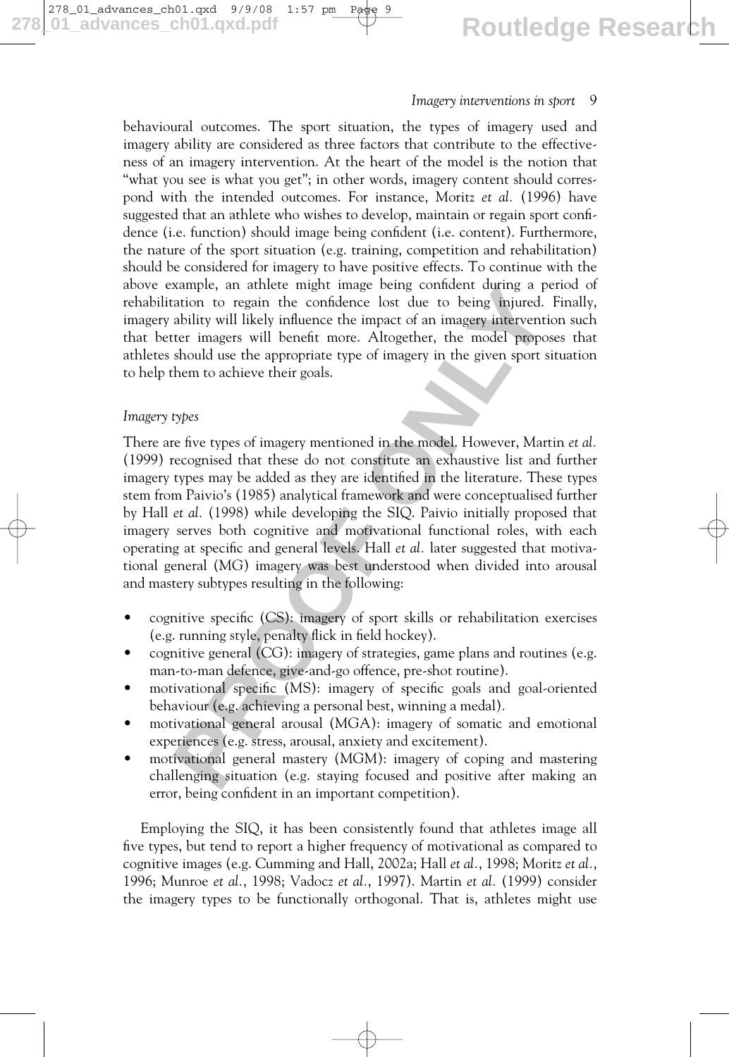behavioural outcomes. The sport situation, the types of imagery used and imagery ability are considered as three factors that contribute to the effectiveness of an imagery intervention. At the heart of the model is the notion that "what you see is what you get"; in other words, imagery content should correspond with the intended outcomes. For instance, Moritz *et al.* (1996) have suggested that an athlete who wishes to develop, maintain or regain sport confidence (i.e. function) should image being confident (i.e. content). Furthermore, the nature of the sport situation (e.g. training, competition and rehabilitation) should be considered for imagery to have positive effects. To continue with the above example, an athlete might image being confident during a period of rehabilitation to regain the confidence lost due to being injured. Finally, imagery ability will likely influence the impact of an imagery intervention such that better imagers will benefit more. Altogether, the model proposes that athletes should use the appropriate type of imagery in the given sport situation to help them to achieve their goals.

### *Imagery types*

There are five types of imagery mentioned in the model. However, Martin *et al.* (1999) recognised that these do not constitute an exhaustive list and further imagery types may be added as they are identified in the literature. These types stem from Paivio's (1985) analytical framework and were conceptualised further by Hall *et al.* (1998) while developing the SIQ. Paivio initially proposed that imagery serves both cognitive and motivational functional roles, with each operating at specific and general levels. Hall *et al.* later suggested that motivational general (MG) imagery was best understood when divided into arousal and mastery subtypes resulting in the following:

- cognitive specific (CS): imagery of sport skills or rehabilitation exercises (e.g. running style, penalty flick in field hockey).
- cognitive general (CG): imagery of strategies, game plans and routines (e.g. man-to-man defence, give-and-go offence, pre-shot routine).
- motivational specific (MS): imagery of specific goals and goal-oriented behaviour (e.g. achieving a personal best, winning a medal).
- motivational general arousal (MGA): imagery of somatic and emotional experiences (e.g. stress, arousal, anxiety and excitement).
- motivational general mastery (MGM): imagery of coping and mastering challenging situation (e.g. staying focused and positive after making an error, being confident in an important competition).

Employing the SIQ, it has been consistently found that athletes image all five types, but tend to report a higher frequency of motivational as compared to cognitive images (e.g. Cumming and Hall, 2002a; Hall *et al.*, 1998; Moritz *et al.*, 1996; Munroe *et al.*, 1998; Vadocz *et al.*, 1997). Martin *et al.* (1999) consider the imagery types to be functionally orthogonal. That is, athletes might use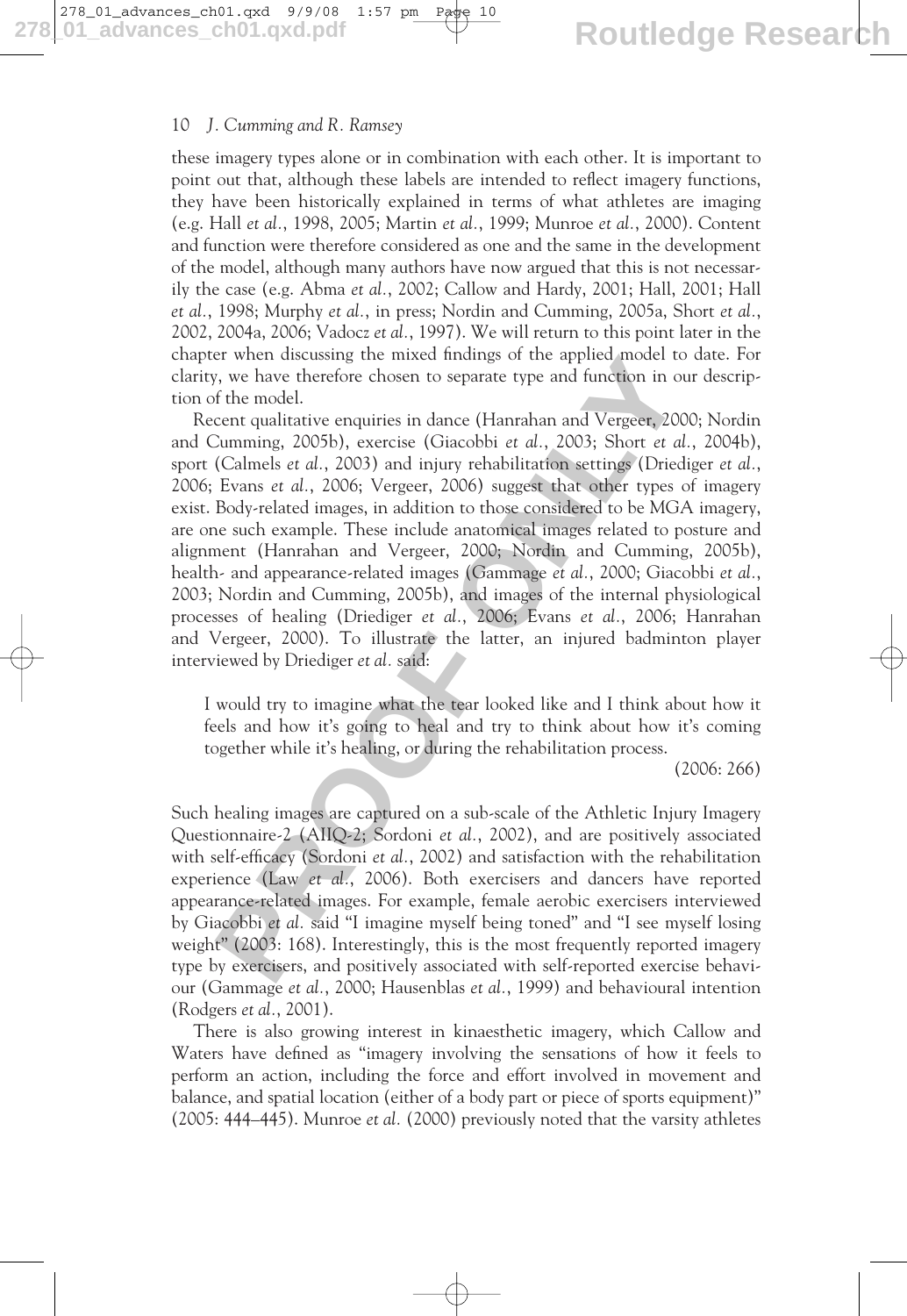these imagery types alone or in combination with each other. It is important to point out that, although these labels are intended to reflect imagery functions, they have been historically explained in terms of what athletes are imaging (e.g. Hall *et al.*, 1998, 2005; Martin *et al.*, 1999; Munroe *et al.*, 2000). Content and function were therefore considered as one and the same in the development of the model, although many authors have now argued that this is not necessarily the case (e.g. Abma *et al.*, 2002; Callow and Hardy, 2001; Hall, 2001; Hall *et al.*, 1998; Murphy *et al.*, in press; Nordin and Cumming, 2005a, Short *et al.*, 2002, 2004a, 2006; Vadocz *et al.*, 1997). We will return to this point later in the chapter when discussing the mixed findings of the applied model to date. For clarity, we have therefore chosen to separate type and function in our description of the model.

Recent qualitative enquiries in dance (Hanrahan and Vergeer, 2000; Nordin and Cumming, 2005b), exercise (Giacobbi *et al.*, 2003; Short *et al.*, 2004b), sport (Calmels *et al.*, 2003) and injury rehabilitation settings (Driediger *et al.*, 2006; Evans *et al.*, 2006; Vergeer, 2006) suggest that other types of imagery exist. Body-related images, in addition to those considered to be MGA imagery, are one such example. These include anatomical images related to posture and alignment (Hanrahan and Vergeer, 2000; Nordin and Cumming, 2005b), health- and appearance-related images (Gammage *et al.*, 2000; Giacobbi *et al.*, 2003; Nordin and Cumming, 2005b), and images of the internal physiological processes of healing (Driediger *et al.*, 2006; Evans *et al.*, 2006; Hanrahan and Vergeer, 2000). To illustrate the latter, an injured badminton player interviewed by Driediger *et al.* said:

> I would try to imagine what the tear looked like and I think about how it feels and how it's going to heal and try to think about how it's coming together while it's healing, or during the rehabilitation process.
>
> (2006: 266)

Such healing images are captured on a sub-scale of the Athletic Injury Imagery Questionnaire-2 (AIIQ-2; Sordoni *et al.*, 2002), and are positively associated with self-efficacy (Sordoni *et al.*, 2002) and satisfaction with the rehabilitation experience (Law *et al.*, 2006). Both exercisers and dancers have reported appearance-related images. For example, female aerobic exercisers interviewed by Giacobbi *et al.* said "I imagine myself being toned" and "I see myself losing weight" (2003: 168). Interestingly, this is the most frequently reported imagery type by exercisers, and positively associated with self-reported exercise behaviour (Gammage *et al.*, 2000; Hausenblas *et al.*, 1999) and behavioural intention (Rodgers *et al.*, 2001).

There is also growing interest in kinaesthetic imagery, which Callow and Waters have defined as "imagery involving the sensations of how it feels to perform an action, including the force and effort involved in movement and balance, and spatial location (either of a body part or piece of sports equipment)" (2005: 444–445). Munroe *et al.* (2000) previously noted that the varsity athletes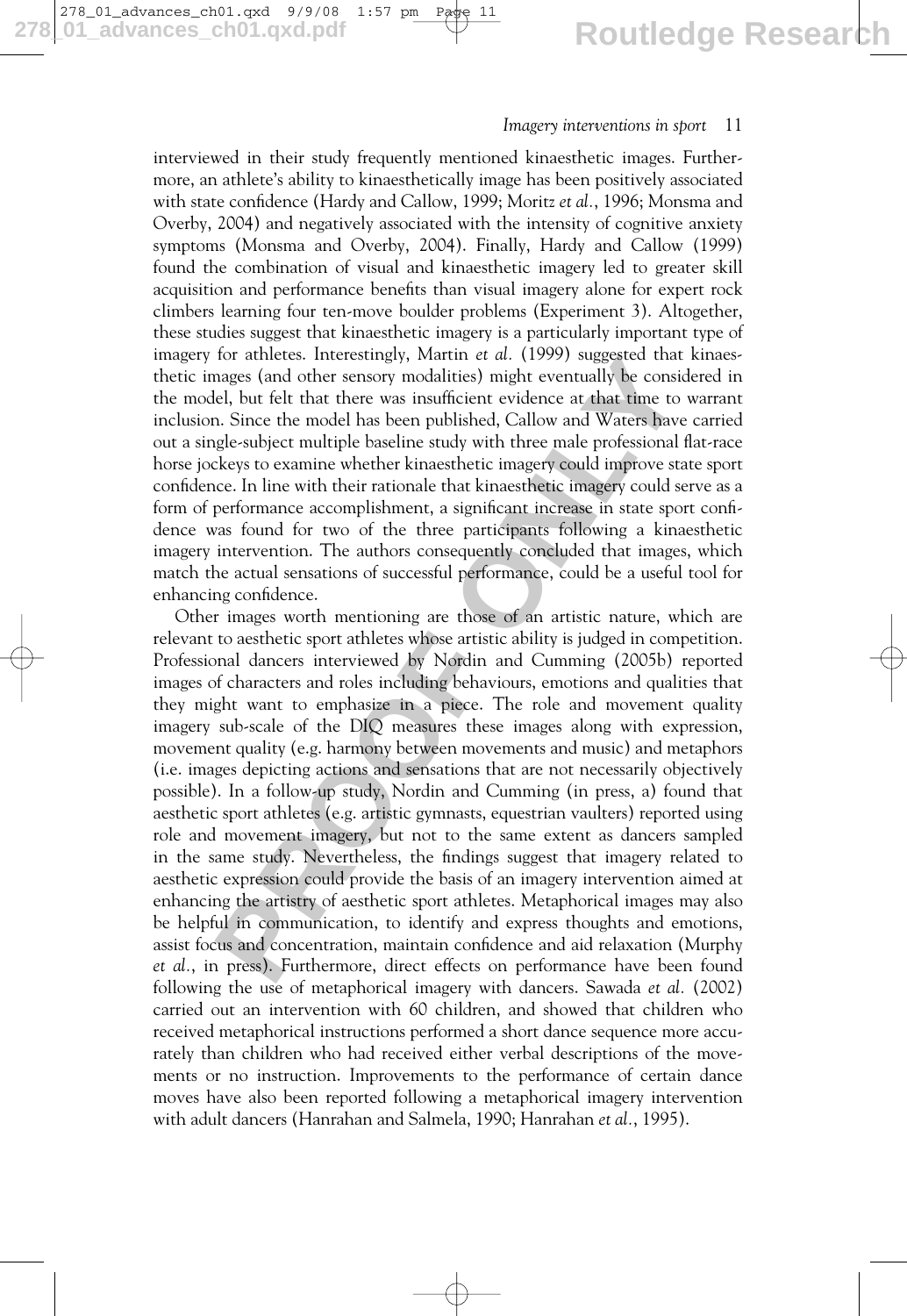interviewed in their study frequently mentioned kinaesthetic images. Furthermore, an athlete's ability to kinaesthetically image has been positively associated with state confidence (Hardy and Callow, 1999; Moritz *et al.*, 1996; Monsma and Overby, 2004) and negatively associated with the intensity of cognitive anxiety symptoms (Monsma and Overby, 2004). Finally, Hardy and Callow (1999) found the combination of visual and kinaesthetic imagery led to greater skill acquisition and performance benefits than visual imagery alone for expert rock climbers learning four ten-move boulder problems (Experiment 3). Altogether, these studies suggest that kinaesthetic imagery is a particularly important type of imagery for athletes. Interestingly, Martin *et al.* (1999) suggested that kinaesthetic images (and other sensory modalities) might eventually be considered in the model, but felt that there was insufficient evidence at that time to warrant inclusion. Since the model has been published, Callow and Waters have carried out a single-subject multiple baseline study with three male professional flat-race horse jockeys to examine whether kinaesthetic imagery could improve state sport confidence. In line with their rationale that kinaesthetic imagery could serve as a form of performance accomplishment, a significant increase in state sport confidence was found for two of the three participants following a kinaesthetic imagery intervention. The authors consequently concluded that images, which match the actual sensations of successful performance, could be a useful tool for enhancing confidence.

Other images worth mentioning are those of an artistic nature, which are relevant to aesthetic sport athletes whose artistic ability is judged in competition. Professional dancers interviewed by Nordin and Cumming (2005b) reported images of characters and roles including behaviours, emotions and qualities that they might want to emphasize in a piece. The role and movement quality imagery sub-scale of the DIQ measures these images along with expression, movement quality (e.g. harmony between movements and music) and metaphors (i.e. images depicting actions and sensations that are not necessarily objectively possible). In a follow-up study, Nordin and Cumming (in press, a) found that aesthetic sport athletes (e.g. artistic gymnasts, equestrian vaulters) reported using role and movement imagery, but not to the same extent as dancers sampled in the same study. Nevertheless, the findings suggest that imagery related to aesthetic expression could provide the basis of an imagery intervention aimed at enhancing the artistry of aesthetic sport athletes. Metaphorical images may also be helpful in communication, to identify and express thoughts and emotions, assist focus and concentration, maintain confidence and aid relaxation (Murphy *et al.*, in press). Furthermore, direct effects on performance have been found following the use of metaphorical imagery with dancers. Sawada *et al.* (2002) carried out an intervention with 60 children, and showed that children who received metaphorical instructions performed a short dance sequence more accurately than children who had received either verbal descriptions of the movements or no instruction. Improvements to the performance of certain dance moves have also been reported following a metaphorical imagery intervention with adult dancers (Hanrahan and Salmela, 1990; Hanrahan *et al.*, 1995).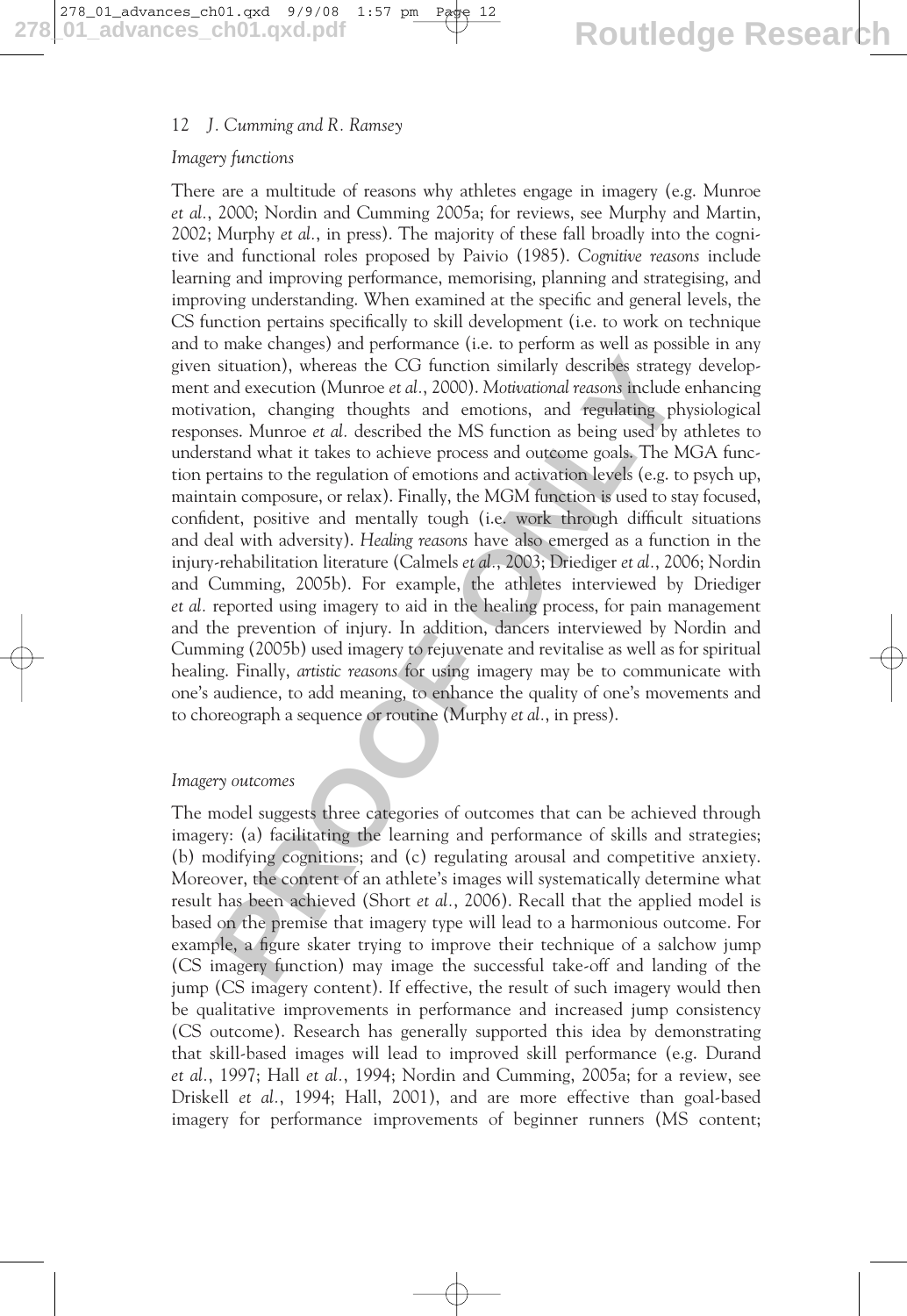### *Imagery functions*

There are a multitude of reasons why athletes engage in imagery (e.g. Munroe *et al.*, 2000; Nordin and Cumming 2005a; for reviews, see Murphy and Martin, 2002; Murphy *et al.*, in press). The majority of these fall broadly into the cognitive and functional roles proposed by Paivio (1985). *Cognitive reasons* include learning and improving performance, memorising, planning and strategising, and improving understanding. When examined at the specific and general levels, the CS function pertains specifically to skill development (i.e. to work on technique and to make changes) and performance (i.e. to perform as well as possible in any given situation), whereas the CG function similarly describes strategy development and execution (Munroe *et al.*, 2000). *Motivational reasons* include enhancing motivation, changing thoughts and emotions, and regulating physiological responses. Munroe *et al.* described the MS function as being used by athletes to understand what it takes to achieve process and outcome goals. The MGA function pertains to the regulation of emotions and activation levels (e.g. to psych up, maintain composure, or relax). Finally, the MGM function is used to stay focused, confident, positive and mentally tough (i.e. work through difficult situations and deal with adversity). *Healing reasons* have also emerged as a function in the injury-rehabilitation literature (Calmels *et al.*, 2003; Driediger *et al.*, 2006; Nordin and Cumming, 2005b). For example, the athletes interviewed by Driediger *et al.* reported using imagery to aid in the healing process, for pain management and the prevention of injury. In addition, dancers interviewed by Nordin and Cumming (2005b) used imagery to rejuvenate and revitalise as well as for spiritual healing. Finally, *artistic reasons* for using imagery may be to communicate with one's audience, to add meaning, to enhance the quality of one's movements and to choreograph a sequence or routine (Murphy *et al.*, in press).

### *Imagery outcomes*

The model suggests three categories of outcomes that can be achieved through imagery: (a) facilitating the learning and performance of skills and strategies; (b) modifying cognitions; and (c) regulating arousal and competitive anxiety. Moreover, the content of an athlete's images will systematically determine what result has been achieved (Short *et al.*, 2006). Recall that the applied model is based on the premise that imagery type will lead to a harmonious outcome. For example, a figure skater trying to improve their technique of a salchow jump (CS imagery function) may image the successful take-off and landing of the jump (CS imagery content). If effective, the result of such imagery would then be qualitative improvements in performance and increased jump consistency (CS outcome). Research has generally supported this idea by demonstrating that skill-based images will lead to improved skill performance (e.g. Durand *et al.*, 1997; Hall *et al.*, 1994; Nordin and Cumming, 2005a; for a review, see Driskell *et al.*, 1994; Hall, 2001), and are more effective than goal-based imagery for performance improvements of beginner runners (MS content;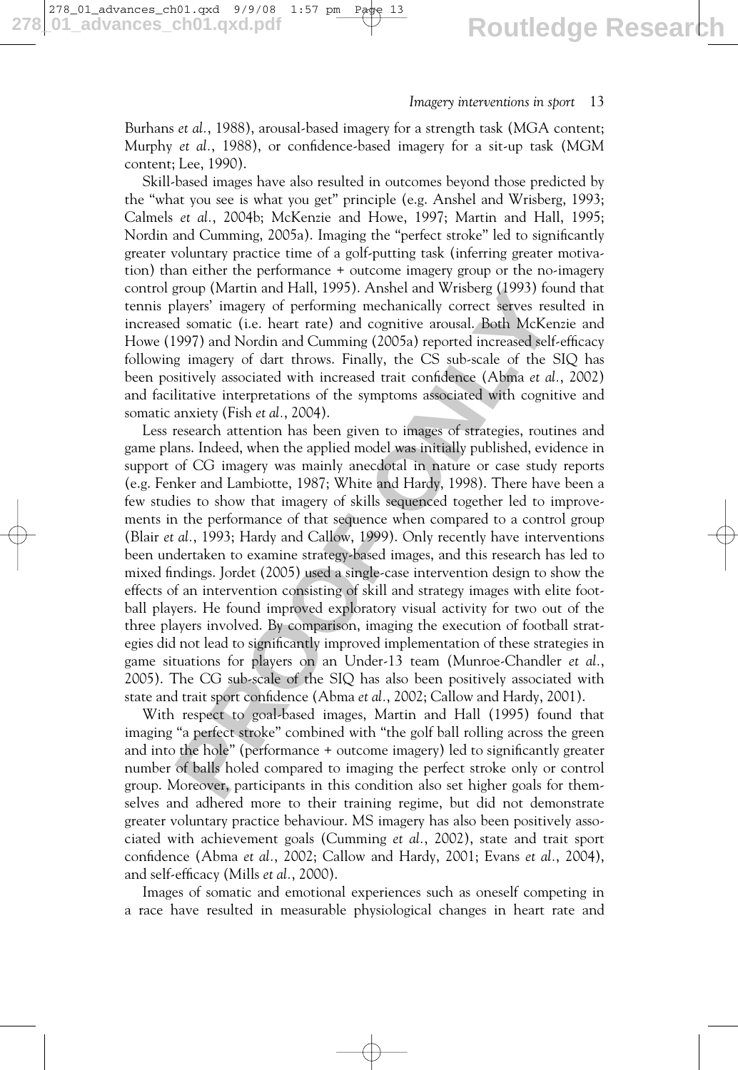Burhans *et al.*, 1988), arousal-based imagery for a strength task (MGA content; Murphy *et al.*, 1988), or confidence-based imagery for a sit-up task (MGM content; Lee, 1990).

Skill-based images have also resulted in outcomes beyond those predicted by the "what you see is what you get" principle (e.g. Anshel and Wrisberg, 1993; Calmels *et al.*, 2004b; McKenzie and Howe, 1997; Martin and Hall, 1995; Nordin and Cumming, 2005a). Imaging the "perfect stroke" led to significantly greater voluntary practice time of a golf-putting task (inferring greater motivation) than either the performance + outcome imagery group or the no-imagery control group (Martin and Hall, 1995). Anshel and Wrisberg (1993) found that tennis players' imagery of performing mechanically correct serves resulted in increased somatic (i.e. heart rate) and cognitive arousal. Both McKenzie and Howe (1997) and Nordin and Cumming (2005a) reported increased self-efficacy following imagery of dart throws. Finally, the CS sub-scale of the SIQ has been positively associated with increased trait confidence (Abma *et al.*, 2002) and facilitative interpretations of the symptoms associated with cognitive and somatic anxiety (Fish *et al.*, 2004).

Less research attention has been given to images of strategies, routines and game plans. Indeed, when the applied model was initially published, evidence in support of CG imagery was mainly anecdotal in nature or case study reports (e.g. Fenker and Lambiotte, 1987; White and Hardy, 1998). There have been a few studies to show that imagery of skills sequenced together led to improvements in the performance of that sequence when compared to a control group (Blair *et al.*, 1993; Hardy and Callow, 1999). Only recently have interventions been undertaken to examine strategy-based images, and this research has led to mixed findings. Jordet (2005) used a single-case intervention design to show the effects of an intervention consisting of skill and strategy images with elite football players. He found improved exploratory visual activity for two out of the three players involved. By comparison, imaging the execution of football strategies did not lead to significantly improved implementation of these strategies in game situations for players on an Under-13 team (Munroe-Chandler *et al.*, 2005). The CG sub-scale of the SIQ has also been positively associated with state and trait sport confidence (Abma *et al.*, 2002; Callow and Hardy, 2001).

With respect to goal-based images, Martin and Hall (1995) found that imaging "a perfect stroke" combined with "the golf ball rolling across the green and into the hole" (performance + outcome imagery) led to significantly greater number of balls holed compared to imaging the perfect stroke only or control group. Moreover, participants in this condition also set higher goals for themselves and adhered more to their training regime, but did not demonstrate greater voluntary practice behaviour. MS imagery has also been positively associated with achievement goals (Cumming *et al.*, 2002), state and trait sport confidence (Abma *et al.*, 2002; Callow and Hardy, 2001; Evans *et al.*, 2004), and self-efficacy (Mills *et al.*, 2000).

Images of somatic and emotional experiences such as oneself competing in a race have resulted in measurable physiological changes in heart rate and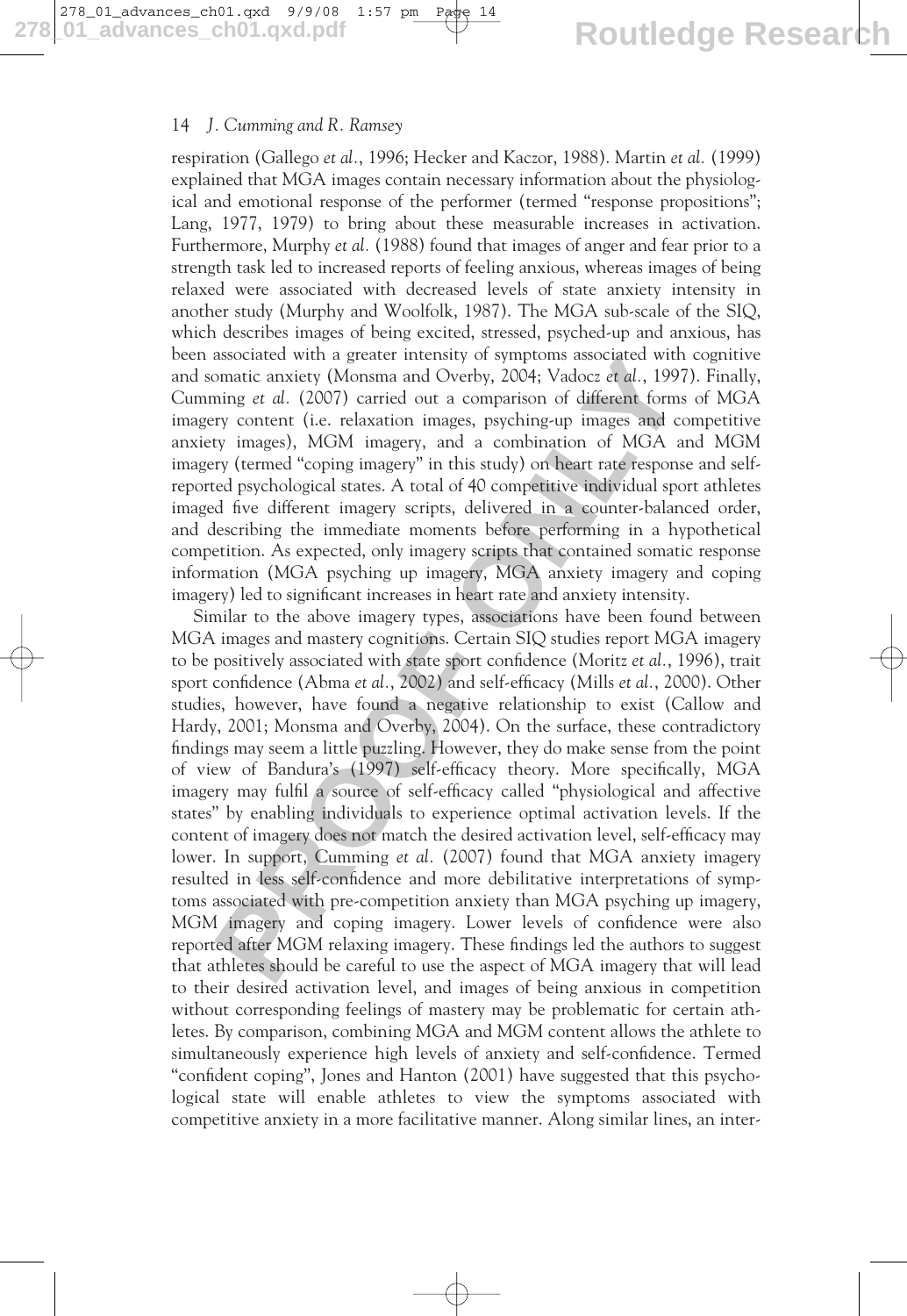respiration (Gallego *et al.*, 1996; Hecker and Kaczor, 1988). Martin *et al.* (1999) explained that MGA images contain necessary information about the physiological and emotional response of the performer (termed "response propositions"; Lang, 1977, 1979) to bring about these measurable increases in activation. Furthermore, Murphy *et al.* (1988) found that images of anger and fear prior to a strength task led to increased reports of feeling anxious, whereas images of being relaxed were associated with decreased levels of state anxiety intensity in another study (Murphy and Woolfolk, 1987). The MGA sub-scale of the SIQ, which describes images of being excited, stressed, psyched-up and anxious, has been associated with a greater intensity of symptoms associated with cognitive and somatic anxiety (Monsma and Overby, 2004; Vadocz *et al.*, 1997). Finally, Cumming *et al.* (2007) carried out a comparison of different forms of MGA imagery content (i.e. relaxation images, psyching-up images and competitive anxiety images), MGM imagery, and a combination of MGA and MGM imagery (termed "coping imagery" in this study) on heart rate response and self-reported psychological states. A total of 40 competitive individual sport athletes imaged five different imagery scripts, delivered in a counter-balanced order, and describing the immediate moments before performing in a hypothetical competition. As expected, only imagery scripts that contained somatic response information (MGA psyching up imagery, MGA anxiety imagery and coping imagery) led to significant increases in heart rate and anxiety intensity.

Similar to the above imagery types, associations have been found between MGA images and mastery cognitions. Certain SIQ studies report MGA imagery to be positively associated with state sport confidence (Moritz *et al.*, 1996), trait sport confidence (Abma *et al.*, 2002) and self-efficacy (Mills *et al.*, 2000). Other studies, however, have found a negative relationship to exist (Callow and Hardy, 2001; Monsma and Overby, 2004). On the surface, these contradictory findings may seem a little puzzling. However, they do make sense from the point of view of Bandura's (1997) self-efficacy theory. More specifically, MGA imagery may fulfil a source of self-efficacy called "physiological and affective states" by enabling individuals to experience optimal activation levels. If the content of imagery does not match the desired activation level, self-efficacy may lower. In support, Cumming *et al.* (2007) found that MGA anxiety imagery resulted in less self-confidence and more debilitative interpretations of symptoms associated with pre-competition anxiety than MGA psyching up imagery, MGM imagery and coping imagery. Lower levels of confidence were also reported after MGM relaxing imagery. These findings led the authors to suggest that athletes should be careful to use the aspect of MGA imagery that will lead to their desired activation level, and images of being anxious in competition without corresponding feelings of mastery may be problematic for certain athletes. By comparison, combining MGA and MGM content allows the athlete to simultaneously experience high levels of anxiety and self-confidence. Termed "confident coping", Jones and Hanton (2001) have suggested that this psychological state will enable athletes to view the symptoms associated with competitive anxiety in a more facilitative manner. Along similar lines, an inter-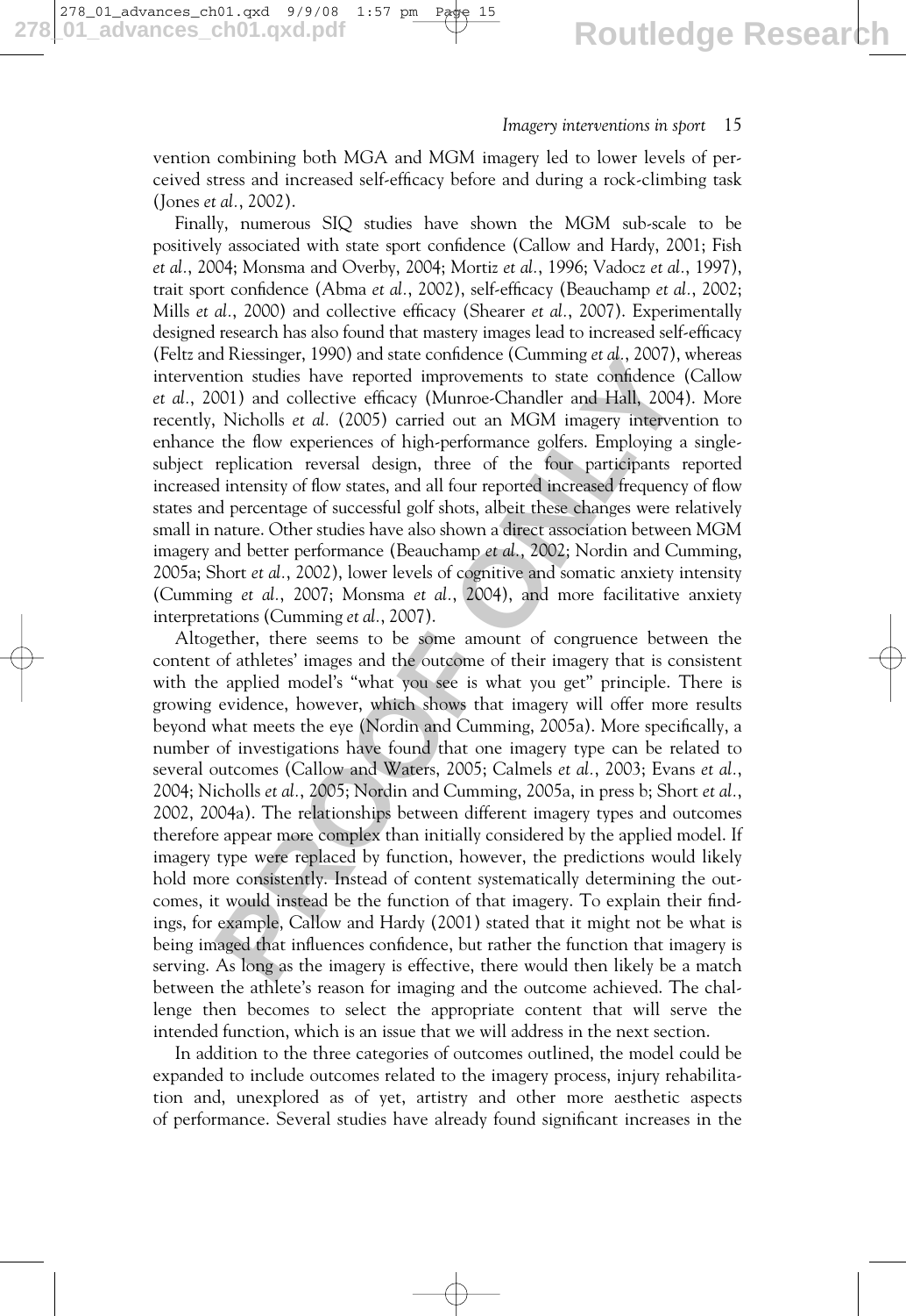vention combining both MGA and MGM imagery led to lower levels of perceived stress and increased self-efficacy before and during a rock-climbing task (Jones *et al.*, 2002).

Finally, numerous SIQ studies have shown the MGM sub-scale to be positively associated with state sport confidence (Callow and Hardy, 2001; Fish *et al.*, 2004; Monsma and Overby, 2004; Mortiz *et al.*, 1996; Vadocz *et al.*, 1997), trait sport confidence (Abma *et al.*, 2002), self-efficacy (Beauchamp *et al.*, 2002; Mills *et al.*, 2000) and collective efficacy (Shearer *et al.*, 2007). Experimentally designed research has also found that mastery images lead to increased self-efficacy (Feltz and Riessinger, 1990) and state confidence (Cumming *et al.*, 2007), whereas intervention studies have reported improvements to state confidence (Callow *et al.*, 2001) and collective efficacy (Munroe-Chandler and Hall, 2004). More recently, Nicholls *et al.* (2005) carried out an MGM imagery intervention to enhance the flow experiences of high-performance golfers. Employing a single-subject replication reversal design, three of the four participants reported increased intensity of flow states, and all four reported increased frequency of flow states and percentage of successful golf shots, albeit these changes were relatively small in nature. Other studies have also shown a direct association between MGM imagery and better performance (Beauchamp *et al.*, 2002; Nordin and Cumming, 2005a; Short *et al.*, 2002), lower levels of cognitive and somatic anxiety intensity (Cumming *et al.*, 2007; Monsma *et al.*, 2004), and more facilitative anxiety interpretations (Cumming *et al.*, 2007).

Altogether, there seems to be some amount of congruence between the content of athletes' images and the outcome of their imagery that is consistent with the applied model's "what you see is what you get" principle. There is growing evidence, however, which shows that imagery will offer more results beyond what meets the eye (Nordin and Cumming, 2005a). More specifically, a number of investigations have found that one imagery type can be related to several outcomes (Callow and Waters, 2005; Calmels *et al.*, 2003; Evans *et al.*, 2004; Nicholls *et al.*, 2005; Nordin and Cumming, 2005a, in press b; Short *et al.*, 2002, 2004a). The relationships between different imagery types and outcomes therefore appear more complex than initially considered by the applied model. If imagery type were replaced by function, however, the predictions would likely hold more consistently. Instead of content systematically determining the outcomes, it would instead be the function of that imagery. To explain their findings, for example, Callow and Hardy (2001) stated that it might not be what is being imaged that influences confidence, but rather the function that imagery is serving. As long as the imagery is effective, there would then likely be a match between the athlete's reason for imaging and the outcome achieved. The challenge then becomes to select the appropriate content that will serve the intended function, which is an issue that we will address in the next section.

In addition to the three categories of outcomes outlined, the model could be expanded to include outcomes related to the imagery process, injury rehabilitation and, unexplored as of yet, artistry and other more aesthetic aspects of performance. Several studies have already found significant increases in the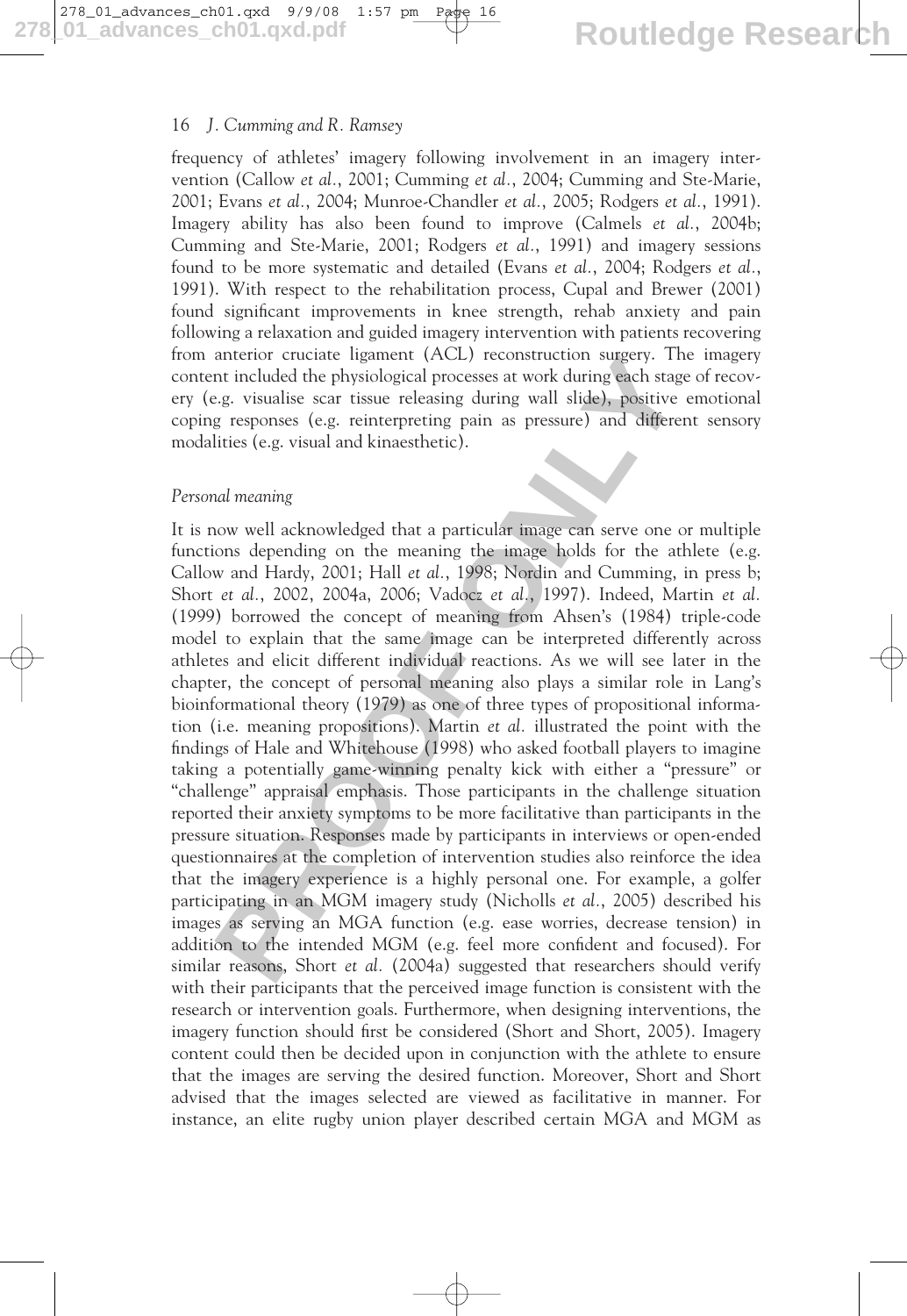frequency of athletes' imagery following involvement in an imagery intervention (Callow *et al.*, 2001; Cumming *et al.*, 2004; Cumming and Ste-Marie, 2001; Evans *et al.*, 2004; Munroe-Chandler *et al.*, 2005; Rodgers *et al.*, 1991). Imagery ability has also been found to improve (Calmels *et al.*, 2004b; Cumming and Ste-Marie, 2001; Rodgers *et al.*, 1991) and imagery sessions found to be more systematic and detailed (Evans *et al.*, 2004; Rodgers *et al.*, 1991). With respect to the rehabilitation process, Cupal and Brewer (2001) found significant improvements in knee strength, rehab anxiety and pain following a relaxation and guided imagery intervention with patients recovering from anterior cruciate ligament (ACL) reconstruction surgery. The imagery content included the physiological processes at work during each stage of recovery (e.g. visualise scar tissue releasing during wall slide), positive emotional coping responses (e.g. reinterpreting pain as pressure) and different sensory modalities (e.g. visual and kinaesthetic).

### *Personal meaning*

It is now well acknowledged that a particular image can serve one or multiple functions depending on the meaning the image holds for the athlete (e.g. Callow and Hardy, 2001; Hall *et al.*, 1998; Nordin and Cumming, in press b; Short *et al.*, 2002, 2004a, 2006; Vadocz *et al.*, 1997). Indeed, Martin *et al.* (1999) borrowed the concept of meaning from Ahsen's (1984) triple-code model to explain that the same image can be interpreted differently across athletes and elicit different individual reactions. As we will see later in the chapter, the concept of personal meaning also plays a similar role in Lang's bioinformational theory (1979) as one of three types of propositional information (i.e. meaning propositions). Martin *et al.* illustrated the point with the findings of Hale and Whitehouse (1998) who asked football players to imagine taking a potentially game-winning penalty kick with either a "pressure" or "challenge" appraisal emphasis. Those participants in the challenge situation reported their anxiety symptoms to be more facilitative than participants in the pressure situation. Responses made by participants in interviews or open-ended questionnaires at the completion of intervention studies also reinforce the idea that the imagery experience is a highly personal one. For example, a golfer participating in an MGM imagery study (Nicholls *et al.*, 2005) described his images as serving an MGA function (e.g. ease worries, decrease tension) in addition to the intended MGM (e.g. feel more confident and focused). For similar reasons, Short *et al.* (2004a) suggested that researchers should verify with their participants that the perceived image function is consistent with the research or intervention goals. Furthermore, when designing interventions, the imagery function should first be considered (Short and Short, 2005). Imagery content could then be decided upon in conjunction with the athlete to ensure that the images are serving the desired function. Moreover, Short and Short advised that the images selected are viewed as facilitative in manner. For instance, an elite rugby union player described certain MGA and MGM as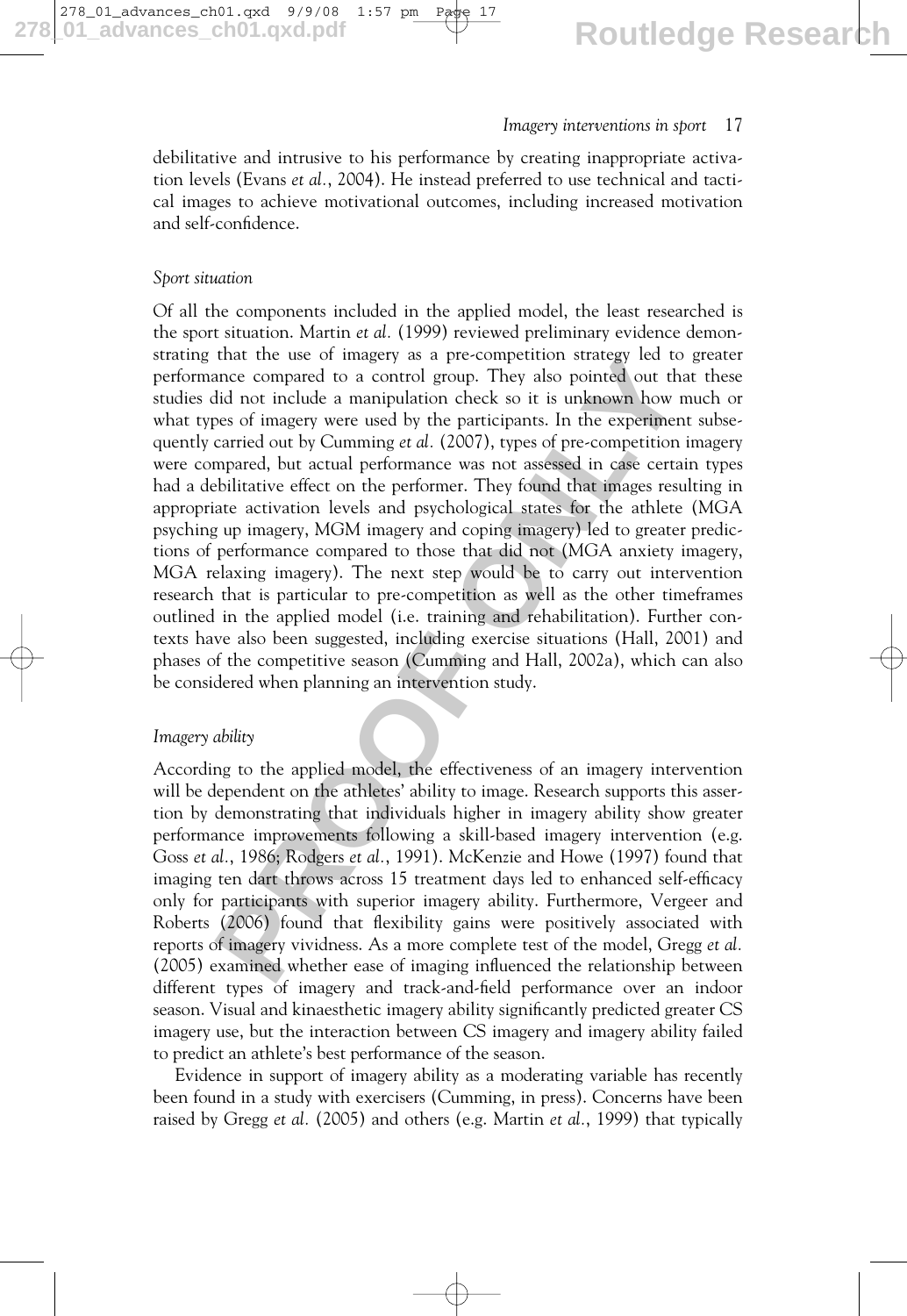debilitative and intrusive to his performance by creating inappropriate activation levels (Evans *et al.*, 2004). He instead preferred to use technical and tactical images to achieve motivational outcomes, including increased motivation and self-confidence.

### *Sport situation*

Of all the components included in the applied model, the least researched is the sport situation. Martin *et al.* (1999) reviewed preliminary evidence demonstrating that the use of imagery as a pre-competition strategy led to greater performance compared to a control group. They also pointed out that these studies did not include a manipulation check so it is unknown how much or what types of imagery were used by the participants. In the experiment subsequently carried out by Cumming *et al.* (2007), types of pre-competition imagery were compared, but actual performance was not assessed in case certain types had a debilitative effect on the performer. They found that images resulting in appropriate activation levels and psychological states for the athlete (MGA psyching up imagery, MGM imagery and coping imagery) led to greater predictions of performance compared to those that did not (MGA anxiety imagery, MGA relaxing imagery). The next step would be to carry out intervention research that is particular to pre-competition as well as the other timeframes outlined in the applied model (i.e. training and rehabilitation). Further contexts have also been suggested, including exercise situations (Hall, 2001) and phases of the competitive season (Cumming and Hall, 2002a), which can also be considered when planning an intervention study.

### *Imagery ability*

According to the applied model, the effectiveness of an imagery intervention will be dependent on the athletes' ability to image. Research supports this assertion by demonstrating that individuals higher in imagery ability show greater performance improvements following a skill-based imagery intervention (e.g. Goss *et al.*, 1986; Rodgers *et al.*, 1991). McKenzie and Howe (1997) found that imaging ten dart throws across 15 treatment days led to enhanced self-efficacy only for participants with superior imagery ability. Furthermore, Vergeer and Roberts (2006) found that flexibility gains were positively associated with reports of imagery vividness. As a more complete test of the model, Gregg *et al.* (2005) examined whether ease of imaging influenced the relationship between different types of imagery and track-and-field performance over an indoor season. Visual and kinaesthetic imagery ability significantly predicted greater CS imagery use, but the interaction between CS imagery and imagery ability failed to predict an athlete's best performance of the season.

Evidence in support of imagery ability as a moderating variable has recently been found in a study with exercisers (Cumming, in press). Concerns have been raised by Gregg *et al.* (2005) and others (e.g. Martin *et al.*, 1999) that typically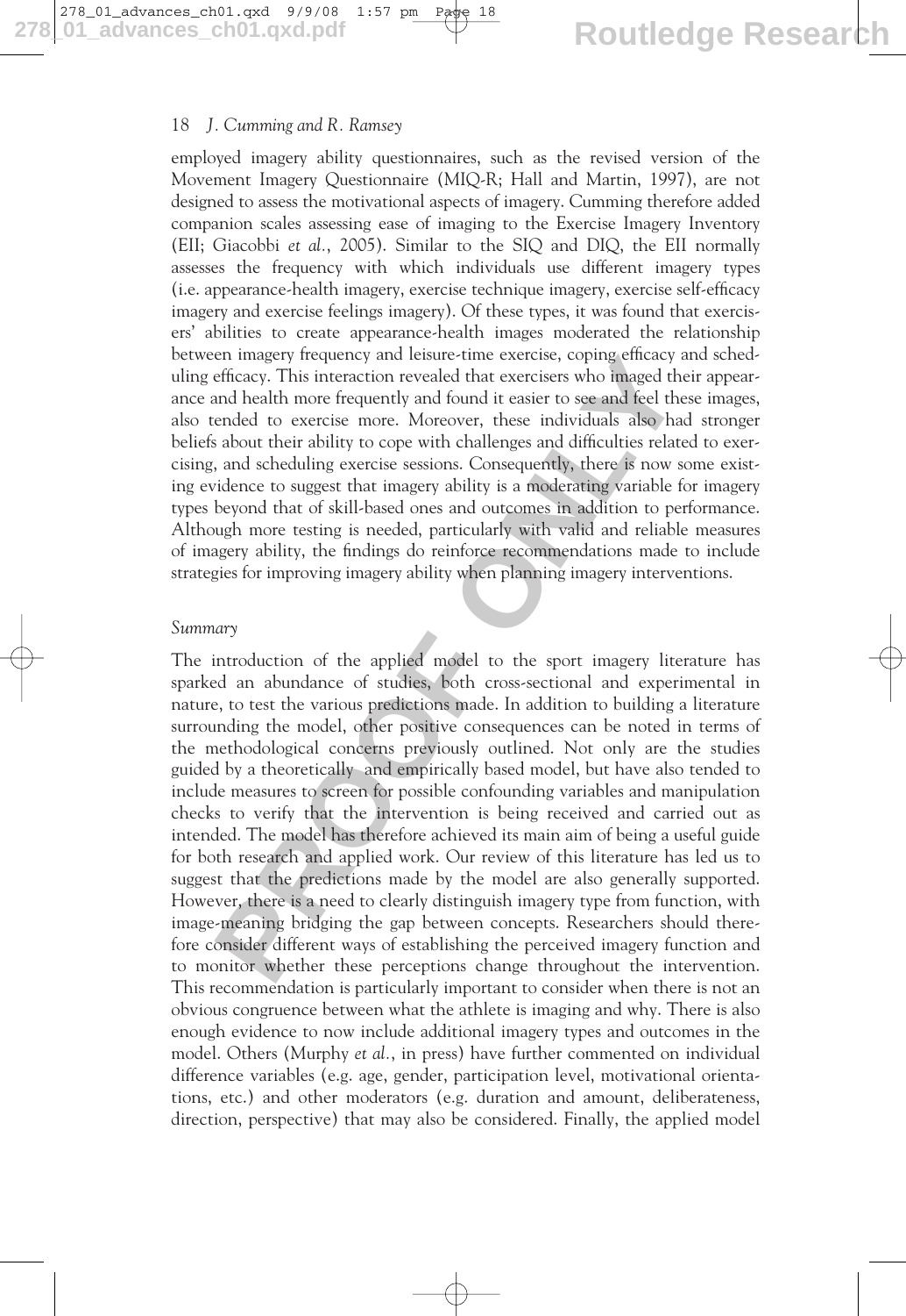employed imagery ability questionnaires, such as the revised version of the Movement Imagery Questionnaire (MIQ-R; Hall and Martin, 1997), are not designed to assess the motivational aspects of imagery. Cumming therefore added companion scales assessing ease of imaging to the Exercise Imagery Inventory (EII; Giacobbi *et al.*, 2005). Similar to the SIQ and DIQ, the EII normally assesses the frequency with which individuals use different imagery types (i.e. appearance-health imagery, exercise technique imagery, exercise self-efficacy imagery and exercise feelings imagery). Of these types, it was found that exercisers' abilities to create appearance-health images moderated the relationship between imagery frequency and leisure-time exercise, coping efficacy and scheduling efficacy. This interaction revealed that exercisers who imaged their appearance and health more frequently and found it easier to see and feel these images, also tended to exercise more. Moreover, these individuals also had stronger beliefs about their ability to cope with challenges and difficulties related to exercising, and scheduling exercise sessions. Consequently, there is now some existing evidence to suggest that imagery ability is a moderating variable for imagery types beyond that of skill-based ones and outcomes in addition to performance. Although more testing is needed, particularly with valid and reliable measures of imagery ability, the findings do reinforce recommendations made to include strategies for improving imagery ability when planning imagery interventions.

### *Summary*

The introduction of the applied model to the sport imagery literature has sparked an abundance of studies, both cross-sectional and experimental in nature, to test the various predictions made. In addition to building a literature surrounding the model, other positive consequences can be noted in terms of the methodological concerns previously outlined. Not only are the studies guided by a theoretically and empirically based model, but have also tended to include measures to screen for possible confounding variables and manipulation checks to verify that the intervention is being received and carried out as intended. The model has therefore achieved its main aim of being a useful guide for both research and applied work. Our review of this literature has led us to suggest that the predictions made by the model are also generally supported. However, there is a need to clearly distinguish imagery type from function, with image-meaning bridging the gap between concepts. Researchers should therefore consider different ways of establishing the perceived imagery function and to monitor whether these perceptions change throughout the intervention. This recommendation is particularly important to consider when there is not an obvious congruence between what the athlete is imaging and why. There is also enough evidence to now include additional imagery types and outcomes in the model. Others (Murphy *et al.*, in press) have further commented on individual difference variables (e.g. age, gender, participation level, motivational orientations, etc.) and other moderators (e.g. duration and amount, deliberateness, direction, perspective) that may also be considered. Finally, the applied model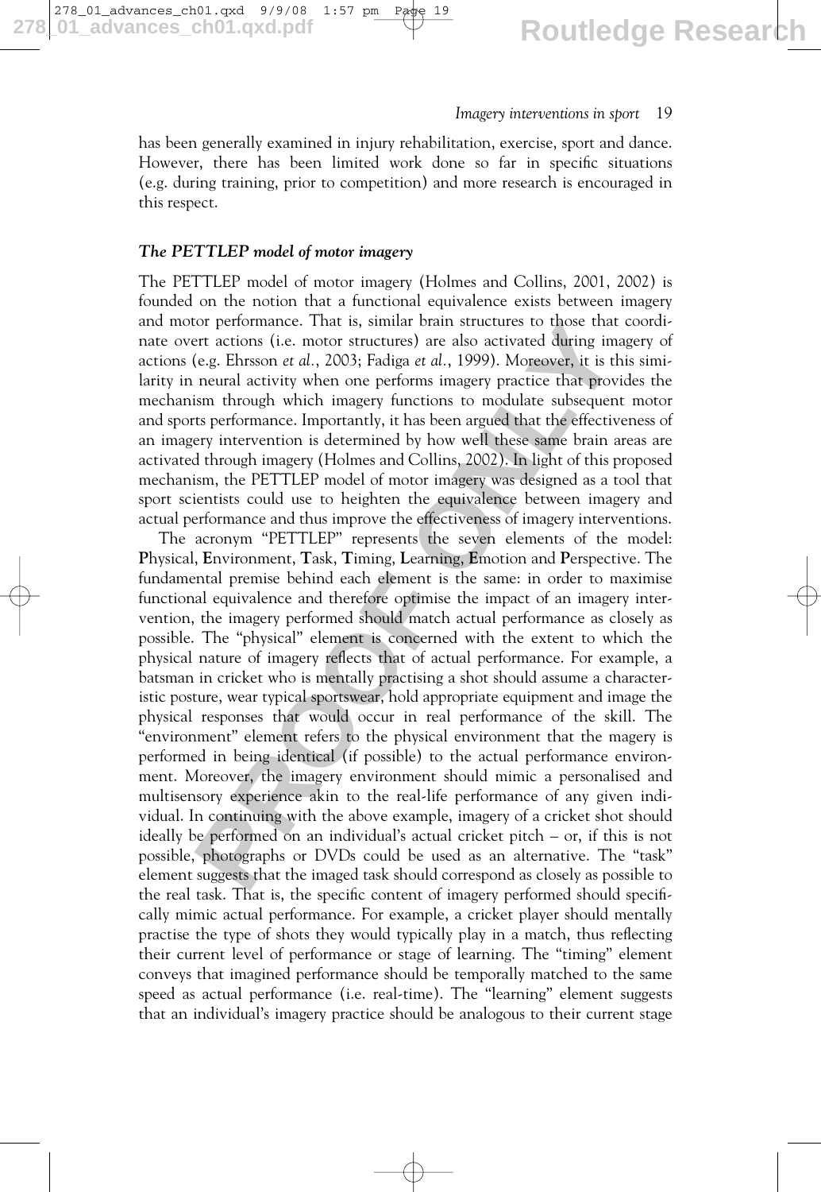has been generally examined in injury rehabilitation, exercise, sport and dance. However, there has been limited work done so far in specific situations (e.g. during training, prior to competition) and more research is encouraged in this respect.

### *The PETTLEP model of motor imagery*

The PETTLEP model of motor imagery (Holmes and Collins, 2001, 2002) is founded on the notion that a functional equivalence exists between imagery and motor performance. That is, similar brain structures to those that coordinate overt actions (i.e. motor structures) are also activated during imagery of actions (e.g. Ehrsson *et al.*, 2003; Fadiga *et al.*, 1999). Moreover, it is this similarity in neural activity when one performs imagery practice that provides the mechanism through which imagery functions to modulate subsequent motor and sports performance. Importantly, it has been argued that the effectiveness of an imagery intervention is determined by how well these same brain areas are activated through imagery (Holmes and Collins, 2002). In light of this proposed mechanism, the PETTLEP model of motor imagery was designed as a tool that sport scientists could use to heighten the equivalence between imagery and actual performance and thus improve the effectiveness of imagery interventions.

The acronym "PETTLEP" represents the seven elements of the model: **P**hysical, **E**nvironment, **T**ask, **T**iming, **L**earning, **E**motion and **P**erspective. The fundamental premise behind each element is the same: in order to maximise functional equivalence and therefore optimise the impact of an imagery intervention, the imagery performed should match actual performance as closely as possible. The "physical" element is concerned with the extent to which the physical nature of imagery reflects that of actual performance. For example, a batsman in cricket who is mentally practising a shot should assume a characteristic posture, wear typical sportswear, hold appropriate equipment and image the physical responses that would occur in real performance of the skill. The "environment" element refers to the physical environment that the magery is performed in being identical (if possible) to the actual performance environment. Moreover, the imagery environment should mimic a personalised and multisensory experience akin to the real-life performance of any given individual. In continuing with the above example, imagery of a cricket shot should ideally be performed on an individual's actual cricket pitch – or, if this is not possible, photographs or DVDs could be used as an alternative. The "task" element suggests that the imaged task should correspond as closely as possible to the real task. That is, the specific content of imagery performed should specifically mimic actual performance. For example, a cricket player should mentally practise the type of shots they would typically play in a match, thus reflecting their current level of performance or stage of learning. The "timing" element conveys that imagined performance should be temporally matched to the same speed as actual performance (i.e. real-time). The "learning" element suggests that an individual's imagery practice should be analogous to their current stage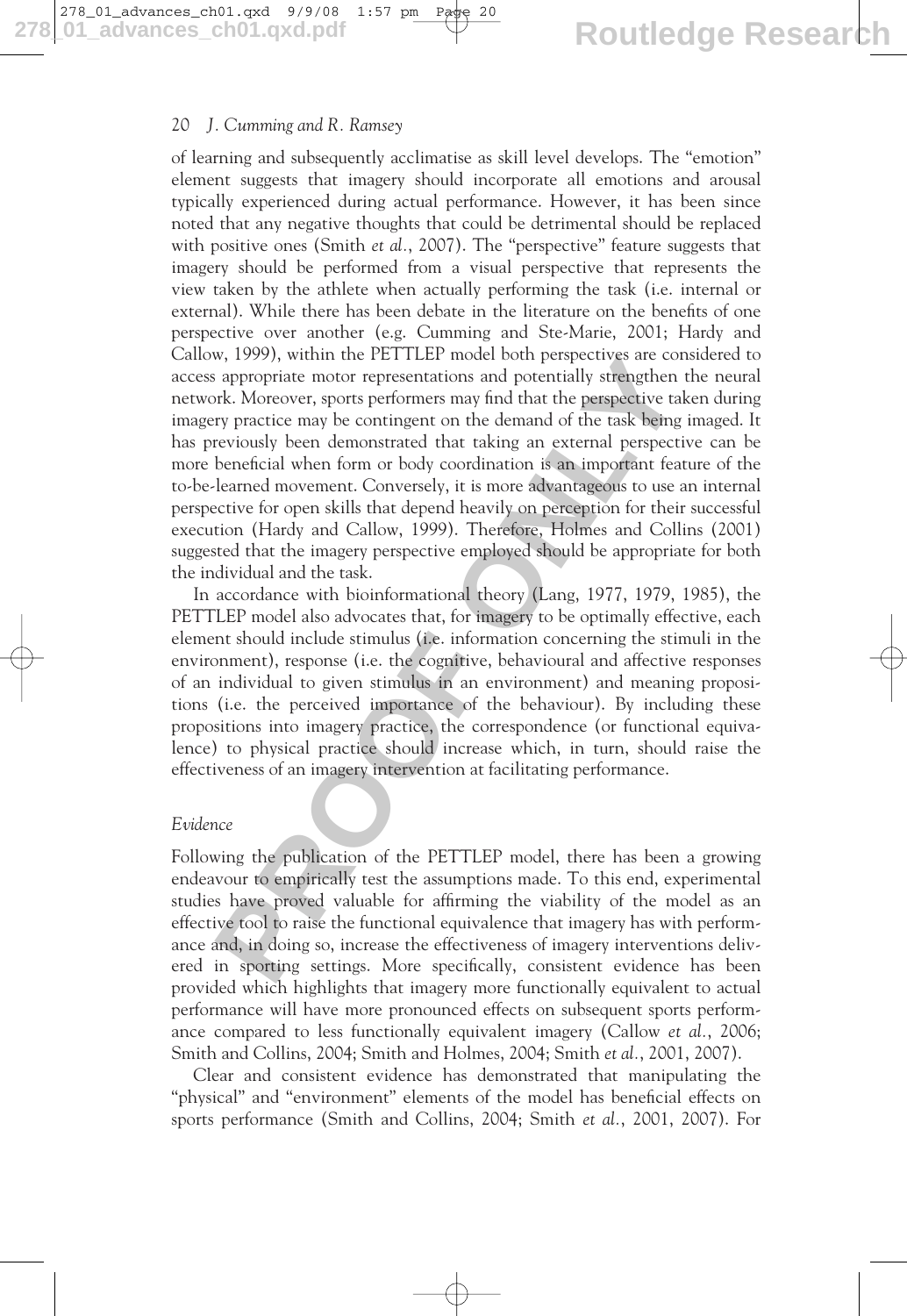of learning and subsequently acclimatise as skill level develops. The "emotion" element suggests that imagery should incorporate all emotions and arousal typically experienced during actual performance. However, it has been since noted that any negative thoughts that could be detrimental should be replaced with positive ones (Smith *et al.*, 2007). The "perspective" feature suggests that imagery should be performed from a visual perspective that represents the view taken by the athlete when actually performing the task (i.e. internal or external). While there has been debate in the literature on the benefits of one perspective over another (e.g. Cumming and Ste-Marie, 2001; Hardy and Callow, 1999), within the PETTLEP model both perspectives are considered to access appropriate motor representations and potentially strengthen the neural network. Moreover, sports performers may find that the perspective taken during imagery practice may be contingent on the demand of the task being imaged. It has previously been demonstrated that taking an external perspective can be more beneficial when form or body coordination is an important feature of the to-be-learned movement. Conversely, it is more advantageous to use an internal perspective for open skills that depend heavily on perception for their successful execution (Hardy and Callow, 1999). Therefore, Holmes and Collins (2001) suggested that the imagery perspective employed should be appropriate for both the individual and the task.

In accordance with bioinformational theory (Lang, 1977, 1979, 1985), the PETTLEP model also advocates that, for imagery to be optimally effective, each element should include stimulus (i.e. information concerning the stimuli in the environment), response (i.e. the cognitive, behavioural and affective responses of an individual to given stimulus in an environment) and meaning propositions (i.e. the perceived importance of the behaviour). By including these propositions into imagery practice, the correspondence (or functional equivalence) to physical practice should increase which, in turn, should raise the effectiveness of an imagery intervention at facilitating performance.

### *Evidence*

Following the publication of the PETTLEP model, there has been a growing endeavour to empirically test the assumptions made. To this end, experimental studies have proved valuable for affirming the viability of the model as an effective tool to raise the functional equivalence that imagery has with performance and, in doing so, increase the effectiveness of imagery interventions delivered in sporting settings. More specifically, consistent evidence has been provided which highlights that imagery more functionally equivalent to actual performance will have more pronounced effects on subsequent sports performance compared to less functionally equivalent imagery (Callow *et al.*, 2006; Smith and Collins, 2004; Smith and Holmes, 2004; Smith *et al.*, 2001, 2007).

Clear and consistent evidence has demonstrated that manipulating the "physical" and "environment" elements of the model has beneficial effects on sports performance (Smith and Collins, 2004; Smith *et al.*, 2001, 2007). For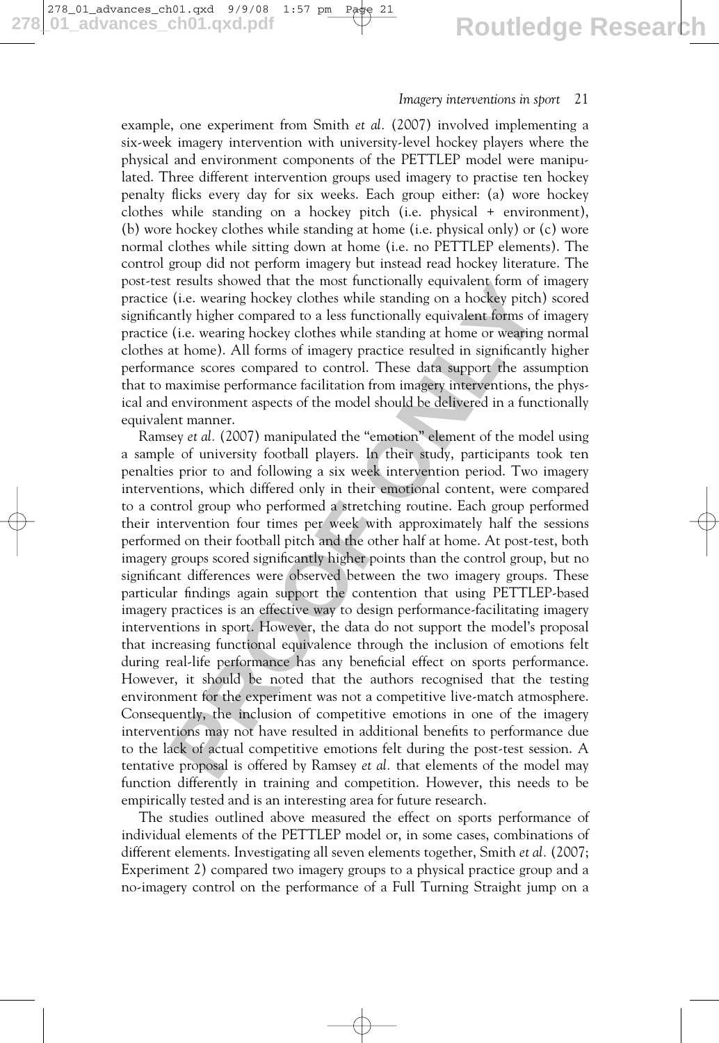example, one experiment from Smith *et al.* (2007) involved implementing a six-week imagery intervention with university-level hockey players where the physical and environment components of the PETTLEP model were manipulated. Three different intervention groups used imagery to practise ten hockey penalty flicks every day for six weeks. Each group either: (a) wore hockey clothes while standing on a hockey pitch (i.e. physical + environment), (b) wore hockey clothes while standing at home (i.e. physical only) or (c) wore normal clothes while sitting down at home (i.e. no PETTLEP elements). The control group did not perform imagery but instead read hockey literature. The post-test results showed that the most functionally equivalent form of imagery practice (i.e. wearing hockey clothes while standing on a hockey pitch) scored significantly higher compared to a less functionally equivalent forms of imagery practice (i.e. wearing hockey clothes while standing at home or wearing normal clothes at home). All forms of imagery practice resulted in significantly higher performance scores compared to control. These data support the assumption that to maximise performance facilitation from imagery interventions, the physical and environment aspects of the model should be delivered in a functionally equivalent manner.

Ramsey *et al.* (2007) manipulated the "emotion" element of the model using a sample of university football players. In their study, participants took ten penalties prior to and following a six week intervention period. Two imagery interventions, which differed only in their emotional content, were compared to a control group who performed a stretching routine. Each group performed their intervention four times per week with approximately half the sessions performed on their football pitch and the other half at home. At post-test, both imagery groups scored significantly higher points than the control group, but no significant differences were observed between the two imagery groups. These particular findings again support the contention that using PETTLEP-based imagery practices is an effective way to design performance-facilitating imagery interventions in sport. However, the data do not support the model's proposal that increasing functional equivalence through the inclusion of emotions felt during real-life performance has any beneficial effect on sports performance. However, it should be noted that the authors recognised that the testing environment for the experiment was not a competitive live-match atmosphere. Consequently, the inclusion of competitive emotions in one of the imagery interventions may not have resulted in additional benefits to performance due to the lack of actual competitive emotions felt during the post-test session. A tentative proposal is offered by Ramsey *et al.* that elements of the model may function differently in training and competition. However, this needs to be empirically tested and is an interesting area for future research.

The studies outlined above measured the effect on sports performance of individual elements of the PETTLEP model or, in some cases, combinations of different elements. Investigating all seven elements together, Smith *et al.* (2007; Experiment 2) compared two imagery groups to a physical practice group and a no-imagery control on the performance of a Full Turning Straight jump on a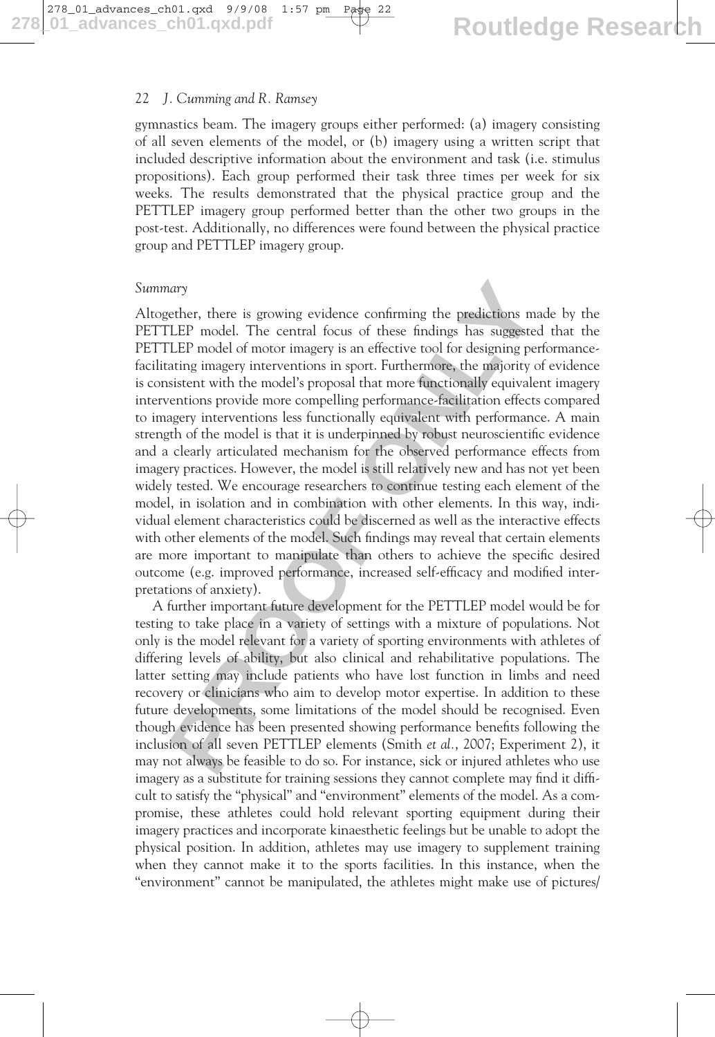gymnastics beam. The imagery groups either performed: (a) imagery consisting of all seven elements of the model, or (b) imagery using a written script that included descriptive information about the environment and task (i.e. stimulus propositions). Each group performed their task three times per week for six weeks. The results demonstrated that the physical practice group and the PETTLEP imagery group performed better than the other two groups in the post-test. Additionally, no differences were found between the physical practice group and PETTLEP imagery group.

### *Summary*

Altogether, there is growing evidence confirming the predictions made by the PETTLEP model. The central focus of these findings has suggested that the PETTLEP model of motor imagery is an effective tool for designing performance-facilitating imagery interventions in sport. Furthermore, the majority of evidence is consistent with the model's proposal that more functionally equivalent imagery interventions provide more compelling performance-facilitation effects compared to imagery interventions less functionally equivalent with performance. A main strength of the model is that it is underpinned by robust neuroscientific evidence and a clearly articulated mechanism for the observed performance effects from imagery practices. However, the model is still relatively new and has not yet been widely tested. We encourage researchers to continue testing each element of the model, in isolation and in combination with other elements. In this way, individual element characteristics could be discerned as well as the interactive effects with other elements of the model. Such findings may reveal that certain elements are more important to manipulate than others to achieve the specific desired outcome (e.g. improved performance, increased self-efficacy and modified interpretations of anxiety).

A further important future development for the PETTLEP model would be for testing to take place in a variety of settings with a mixture of populations. Not only is the model relevant for a variety of sporting environments with athletes of differing levels of ability, but also clinical and rehabilitative populations. The latter setting may include patients who have lost function in limbs and need recovery or clinicians who aim to develop motor expertise. In addition to these future developments, some limitations of the model should be recognised. Even though evidence has been presented showing performance benefits following the inclusion of all seven PETTLEP elements (Smith *et al.*, 2007; Experiment 2), it may not always be feasible to do so. For instance, sick or injured athletes who use imagery as a substitute for training sessions they cannot complete may find it difficult to satisfy the "physical" and "environment" elements of the model. As a compromise, these athletes could hold relevant sporting equipment during their imagery practices and incorporate kinaesthetic feelings but be unable to adopt the physical position. In addition, athletes may use imagery to supplement training when they cannot make it to the sports facilities. In this instance, when the "environment" cannot be manipulated, the athletes might make use of pictures/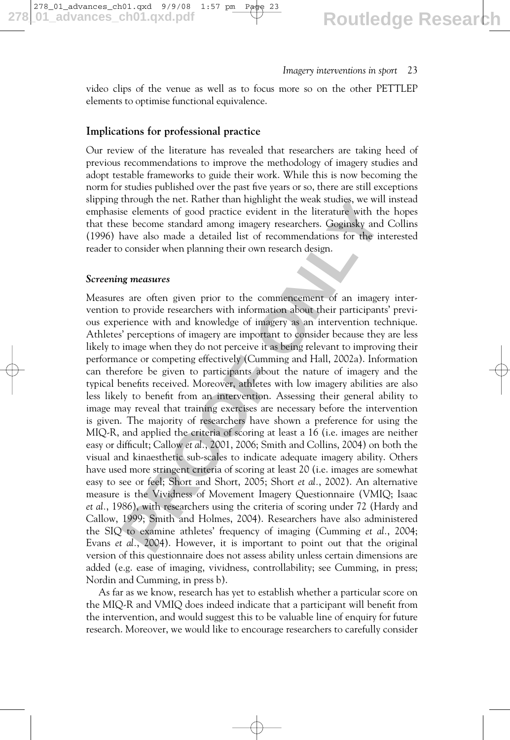video clips of the venue as well as to focus more so on the other PETTLEP elements to optimise functional equivalence.

## Implications for professional practice

Our review of the literature has revealed that researchers are taking heed of previous recommendations to improve the methodology of imagery studies and adopt testable frameworks to guide their work. While this is now becoming the norm for studies published over the past five years or so, there are still exceptions slipping through the net. Rather than highlight the weak studies, we will instead emphasise elements of good practice evident in the literature with the hopes that these become standard among imagery researchers. Goginsky and Collins (1996) have also made a detailed list of recommendations for the interested reader to consider when planning their own research design.

### *Screening measures*

Measures are often given prior to the commencement of an imagery intervention to provide researchers with information about their participants' previous experience with and knowledge of imagery as an intervention technique. Athletes' perceptions of imagery are important to consider because they are less likely to image when they do not perceive it as being relevant to improving their performance or competing effectively (Cumming and Hall, 2002a). Information can therefore be given to participants about the nature of imagery and the typical benefits received. Moreover, athletes with low imagery abilities are also less likely to benefit from an intervention. Assessing their general ability to image may reveal that training exercises are necessary before the intervention is given. The majority of researchers have shown a preference for using the MIQ-R, and applied the criteria of scoring at least a 16 (i.e. images are neither easy or difficult; Callow *et al.*, 2001, 2006; Smith and Collins, 2004) on both the visual and kinaesthetic sub-scales to indicate adequate imagery ability. Others have used more stringent criteria of scoring at least 20 (i.e. images are somewhat easy to see or feel; Short and Short, 2005; Short *et al.*, 2002). An alternative measure is the Vividness of Movement Imagery Questionnaire (VMIQ; Isaac *et al.*, 1986), with researchers using the criteria of scoring under 72 (Hardy and Callow, 1999; Smith and Holmes, 2004). Researchers have also administered the SIQ to examine athletes' frequency of imaging (Cumming *et al.*, 2004; Evans *et al.*, 2004). However, it is important to point out that the original version of this questionnaire does not assess ability unless certain dimensions are added (e.g. ease of imaging, vividness, controllability; see Cumming, in press; Nordin and Cumming, in press b).

As far as we know, research has yet to establish whether a particular score on the MIQ-R and VMIQ does indeed indicate that a participant will benefit from the intervention, and would suggest this to be valuable line of enquiry for future research. Moreover, we would like to encourage researchers to carefully consider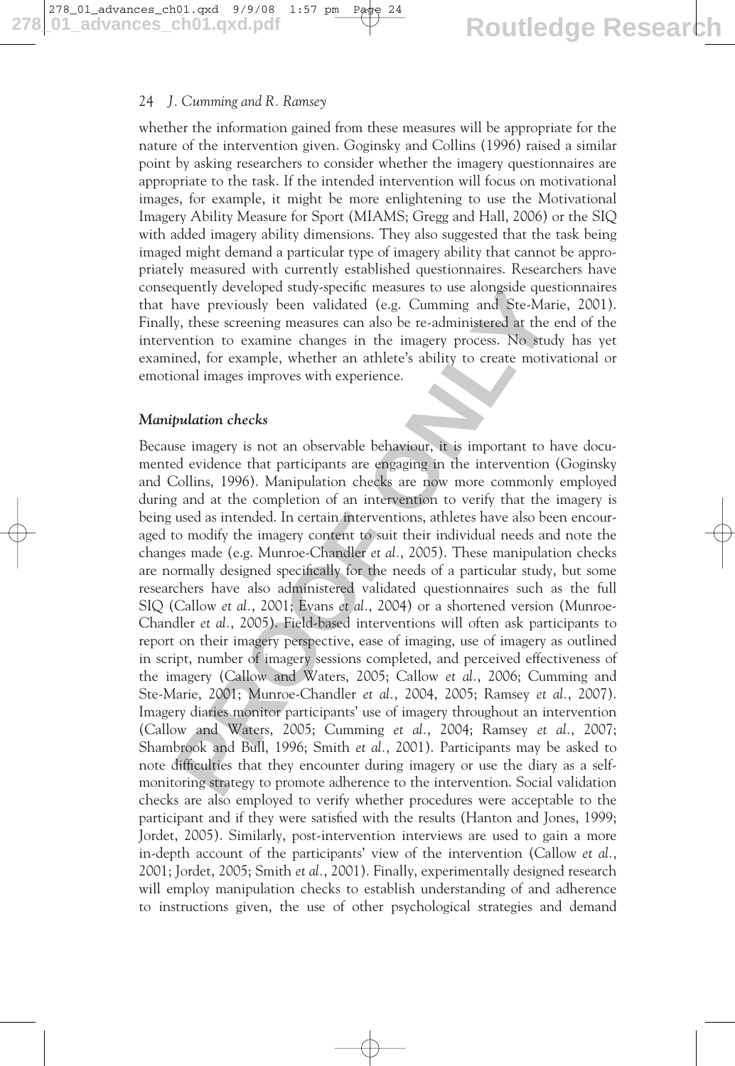whether the information gained from these measures will be appropriate for the nature of the intervention given. Goginsky and Collins (1996) raised a similar point by asking researchers to consider whether the imagery questionnaires are appropriate to the task. If the intended intervention will focus on motivational images, for example, it might be more enlightening to use the Motivational Imagery Ability Measure for Sport (MIAMS; Gregg and Hall, 2006) or the SIQ with added imagery ability dimensions. They also suggested that the task being imaged might demand a particular type of imagery ability that cannot be appropriately measured with currently established questionnaires. Researchers have consequently developed study-specific measures to use alongside questionnaires that have previously been validated (e.g. Cumming and Ste-Marie, 2001). Finally, these screening measures can also be re-administered at the end of the intervention to examine changes in the imagery process. No study has yet examined, for example, whether an athlete's ability to create motivational or emotional images improves with experience.

### *Manipulation checks*

Because imagery is not an observable behaviour, it is important to have documented evidence that participants are engaging in the intervention (Goginsky and Collins, 1996). Manipulation checks are now more commonly employed during and at the completion of an intervention to verify that the imagery is being used as intended. In certain interventions, athletes have also been encouraged to modify the imagery content to suit their individual needs and note the changes made (e.g. Munroe-Chandler *et al.*, 2005). These manipulation checks are normally designed specifically for the needs of a particular study, but some researchers have also administered validated questionnaires such as the full SIQ (Callow *et al.*, 2001; Evans *et al.*, 2004) or a shortened version (Munroe-Chandler *et al.*, 2005). Field-based interventions will often ask participants to report on their imagery perspective, ease of imaging, use of imagery as outlined in script, number of imagery sessions completed, and perceived effectiveness of the imagery (Callow and Waters, 2005; Callow *et al.*, 2006; Cumming and Ste-Marie, 2001; Munroe-Chandler *et al.*, 2004, 2005; Ramsey *et al.*, 2007). Imagery diaries monitor participants' use of imagery throughout an intervention (Callow and Waters, 2005; Cumming *et al.*, 2004; Ramsey *et al.*, 2007; Shambrook and Bull, 1996; Smith *et al.*, 2001). Participants may be asked to note difficulties that they encounter during imagery or use the diary as a self-monitoring strategy to promote adherence to the intervention. Social validation checks are also employed to verify whether procedures were acceptable to the participant and if they were satisfied with the results (Hanton and Jones, 1999; Jordet, 2005). Similarly, post-intervention interviews are used to gain a more in-depth account of the participants' view of the intervention (Callow *et al.*, 2001; Jordet, 2005; Smith *et al.*, 2001). Finally, experimentally designed research will employ manipulation checks to establish understanding of and adherence to instructions given, the use of other psychological strategies and demand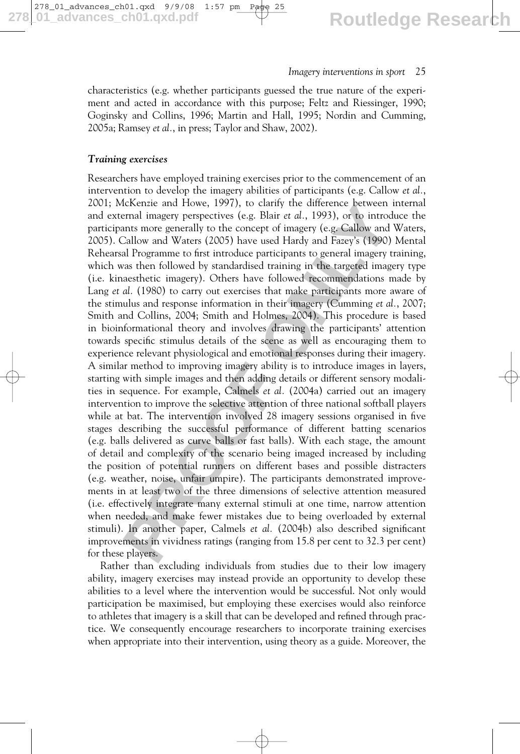characteristics (e.g. whether participants guessed the true nature of the experiment and acted in accordance with this purpose; Feltz and Riessinger, 1990; Goginsky and Collins, 1996; Martin and Hall, 1995; Nordin and Cumming, 2005a; Ramsey *et al.*, in press; Taylor and Shaw, 2002).

### *Training exercises*

Researchers have employed training exercises prior to the commencement of an intervention to develop the imagery abilities of participants (e.g. Callow *et al.*, 2001; McKenzie and Howe, 1997), to clarify the difference between internal and external imagery perspectives (e.g. Blair *et al.*, 1993), or to introduce the participants more generally to the concept of imagery (e.g. Callow and Waters, 2005). Callow and Waters (2005) have used Hardy and Fazey's (1990) Mental Rehearsal Programme to first introduce participants to general imagery training, which was then followed by standardised training in the targeted imagery type (i.e. kinaesthetic imagery). Others have followed recommendations made by Lang *et al.* (1980) to carry out exercises that make participants more aware of the stimulus and response information in their imagery (Cumming *et al.*, 2007; Smith and Collins, 2004; Smith and Holmes, 2004). This procedure is based in bioinformational theory and involves drawing the participants' attention towards specific stimulus details of the scene as well as encouraging them to experience relevant physiological and emotional responses during their imagery. A similar method to improving imagery ability is to introduce images in layers, starting with simple images and then adding details or different sensory modalities in sequence. For example, Calmels *et al.* (2004a) carried out an imagery intervention to improve the selective attention of three national softball players while at bat. The intervention involved 28 imagery sessions organised in five stages describing the successful performance of different batting scenarios (e.g. balls delivered as curve balls or fast balls). With each stage, the amount of detail and complexity of the scenario being imaged increased by including the position of potential runners on different bases and possible distracters (e.g. weather, noise, unfair umpire). The participants demonstrated improvements in at least two of the three dimensions of selective attention measured (i.e. effectively integrate many external stimuli at one time, narrow attention when needed, and make fewer mistakes due to being overloaded by external stimuli). In another paper, Calmels *et al.* (2004b) also described significant improvements in vividness ratings (ranging from 15.8 per cent to 32.3 per cent) for these players.

Rather than excluding individuals from studies due to their low imagery ability, imagery exercises may instead provide an opportunity to develop these abilities to a level where the intervention would be successful. Not only would participation be maximised, but employing these exercises would also reinforce to athletes that imagery is a skill that can be developed and refined through practice. We consequently encourage researchers to incorporate training exercises when appropriate into their intervention, using theory as a guide. Moreover, the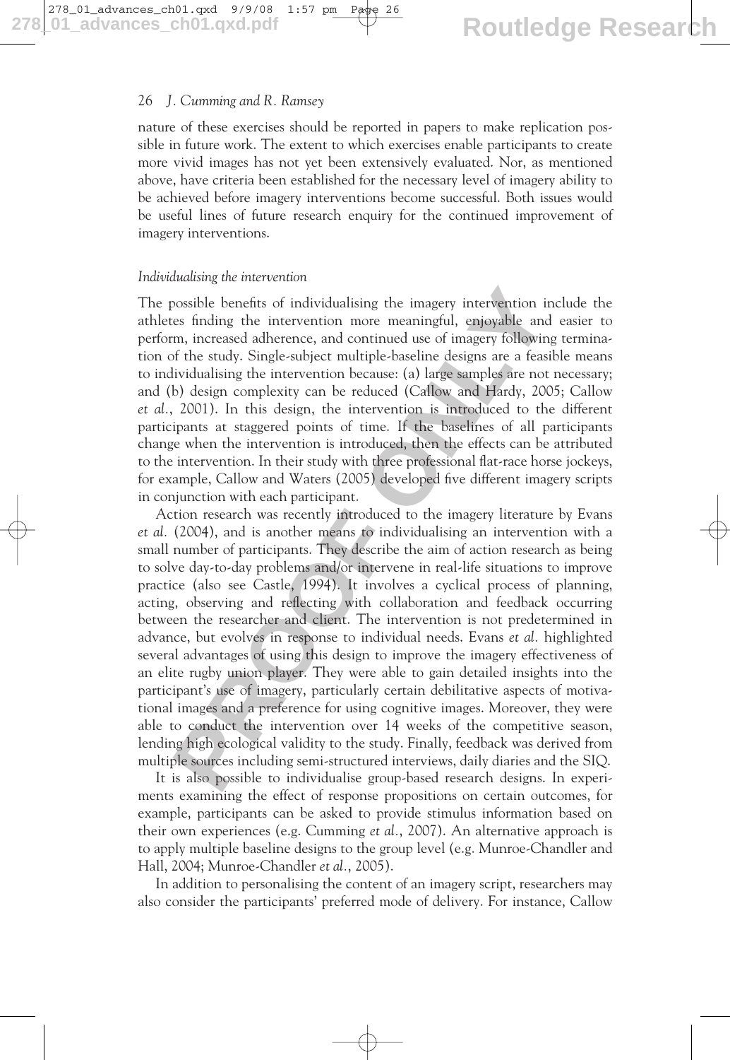nature of these exercises should be reported in papers to make replication possible in future work. The extent to which exercises enable participants to create more vivid images has not yet been extensively evaluated. Nor, as mentioned above, have criteria been established for the necessary level of imagery ability to be achieved before imagery interventions become successful. Both issues would be useful lines of future research enquiry for the continued improvement of imagery interventions.

### *Individualising the intervention*

The possible benefits of individualising the imagery intervention include the athletes finding the intervention more meaningful, enjoyable and easier to perform, increased adherence, and continued use of imagery following termination of the study. Single-subject multiple-baseline designs are a feasible means to individualising the intervention because: (a) large samples are not necessary; and (b) design complexity can be reduced (Callow and Hardy, 2005; Callow *et al.*, 2001). In this design, the intervention is introduced to the different participants at staggered points of time. If the baselines of all participants change when the intervention is introduced, then the effects can be attributed to the intervention. In their study with three professional flat-race horse jockeys, for example, Callow and Waters (2005) developed five different imagery scripts in conjunction with each participant.

Action research was recently introduced to the imagery literature by Evans *et al.* (2004), and is another means to individualising an intervention with a small number of participants. They describe the aim of action research as being to solve day-to-day problems and/or intervene in real-life situations to improve practice (also see Castle, 1994). It involves a cyclical process of planning, acting, observing and reflecting with collaboration and feedback occurring between the researcher and client. The intervention is not predetermined in advance, but evolves in response to individual needs. Evans *et al.* highlighted several advantages of using this design to improve the imagery effectiveness of an elite rugby union player. They were able to gain detailed insights into the participant's use of imagery, particularly certain debilitative aspects of motivational images and a preference for using cognitive images. Moreover, they were able to conduct the intervention over 14 weeks of the competitive season, lending high ecological validity to the study. Finally, feedback was derived from multiple sources including semi-structured interviews, daily diaries and the SIQ.

It is also possible to individualise group-based research designs. In experiments examining the effect of response propositions on certain outcomes, for example, participants can be asked to provide stimulus information based on their own experiences (e.g. Cumming *et al.*, 2007). An alternative approach is to apply multiple baseline designs to the group level (e.g. Munroe-Chandler and Hall, 2004; Munroe-Chandler *et al.*, 2005).

In addition to personalising the content of an imagery script, researchers may also consider the participants' preferred mode of delivery. For instance, Callow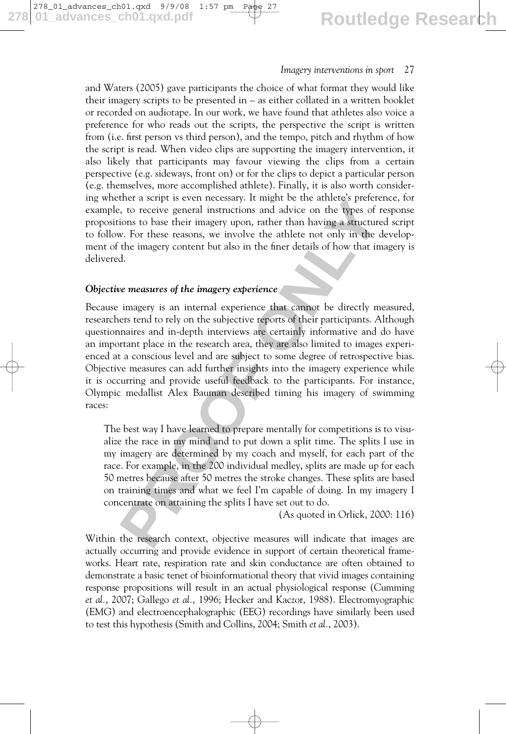and Waters (2005) gave participants the choice of what format they would like their imagery scripts to be presented in – as either collated in a written booklet or recorded on audiotape. In our work, we have found that athletes also voice a preference for who reads out the scripts, the perspective the script is written from (i.e. first person vs third person), and the tempo, pitch and rhythm of how the script is read. When video clips are supporting the imagery intervention, it also likely that participants may favour viewing the clips from a certain perspective (e.g. sideways, front on) or for the clips to depict a particular person (e.g. themselves, more accomplished athlete). Finally, it is also worth considering whether a script is even necessary. It might be the athlete's preference, for example, to receive general instructions and advice on the types of response propositions to base their imagery upon, rather than having a structured script to follow. For these reasons, we involve the athlete not only in the development of the imagery content but also in the finer details of how that imagery is delivered.

### *Objective measures of the imagery experience*

Because imagery is an internal experience that cannot be directly measured, researchers tend to rely on the subjective reports of their participants. Although questionnaires and in-depth interviews are certainly informative and do have an important place in the research area, they are also limited to images experienced at a conscious level and are subject to some degree of retrospective bias. Objective measures can add further insights into the imagery experience while it is occurring and provide useful feedback to the participants. For instance, Olympic medallist Alex Bauman described timing his imagery of swimming races:

> The best way I have learned to prepare mentally for competitions is to visualize the race in my mind and to put down a split time. The splits I use in my imagery are determined by my coach and myself, for each part of the race. For example, in the 200 individual medley, splits are made up for each 50 metres because after 50 metres the stroke changes. These splits are based on training times and what we feel I'm capable of doing. In my imagery I concentrate on attaining the splits I have set out to do.
>
> (As quoted in Orlick, 2000: 116)

Within the research context, objective measures will indicate that images are actually occurring and provide evidence in support of certain theoretical frameworks. Heart rate, respiration rate and skin conductance are often obtained to demonstrate a basic tenet of bioinformational theory that vivid images containing response propositions will result in an actual physiological response (Cumming *et al.*, 2007; Gallego *et al.*, 1996; Hecker and Kaczor, 1988). Electromyographic (EMG) and electroencephalographic (EEG) recordings have similarly been used to test this hypothesis (Smith and Collins, 2004; Smith *et al.*, 2003).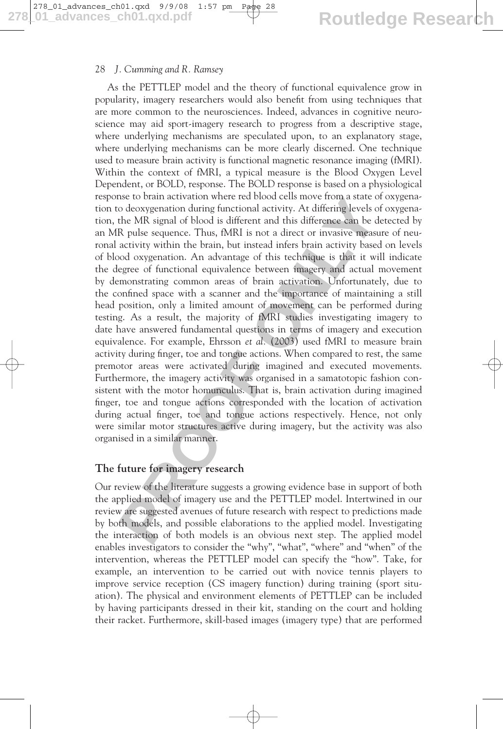As the PETTLEP model and the theory of functional equivalence grow in popularity, imagery researchers would also benefit from using techniques that are more common to the neurosciences. Indeed, advances in cognitive neuroscience may aid sport-imagery research to progress from a descriptive stage, where underlying mechanisms are speculated upon, to an explanatory stage, where underlying mechanisms can be more clearly discerned. One technique used to measure brain activity is functional magnetic resonance imaging (fMRI). Within the context of fMRI, a typical measure is the Blood Oxygen Level Dependent, or BOLD, response. The BOLD response is based on a physiological response to brain activation where red blood cells move from a state of oxygenation to deoxygenation during functional activity. At differing levels of oxygenation, the MR signal of blood is different and this difference can be detected by an MR pulse sequence. Thus, fMRI is not a direct or invasive measure of neuronal activity within the brain, but instead infers brain activity based on levels of blood oxygenation. An advantage of this technique is that it will indicate the degree of functional equivalence between imagery and actual movement by demonstrating common areas of brain activation. Unfortunately, due to the confined space with a scanner and the importance of maintaining a still head position, only a limited amount of movement can be performed during testing. As a result, the majority of fMRI studies investigating imagery to date have answered fundamental questions in terms of imagery and execution equivalence. For example, Ehrsson *et al.* (2003) used fMRI to measure brain activity during finger, toe and tongue actions. When compared to rest, the same premotor areas were activated during imagined and executed movements. Furthermore, the imagery activity was organised in a samatotopic fashion consistent with the motor homunculus. That is, brain activation during imagined finger, toe and tongue actions corresponded with the location of activation during actual finger, toe and tongue actions respectively. Hence, not only were similar motor structures active during imagery, but the activity was also organised in a similar manner.

## The future for imagery research

Our review of the literature suggests a growing evidence base in support of both the applied model of imagery use and the PETTLEP model. Intertwined in our review are suggested avenues of future research with respect to predictions made by both models, and possible elaborations to the applied model. Investigating the interaction of both models is an obvious next step. The applied model enables investigators to consider the "why", "what", "where" and "when" of the intervention, whereas the PETTLEP model can specify the "how". Take, for example, an intervention to be carried out with novice tennis players to improve service reception (CS imagery function) during training (sport situation). The physical and environment elements of PETTLEP can be included by having participants dressed in their kit, standing on the court and holding their racket. Furthermore, skill-based images (imagery type) that are performed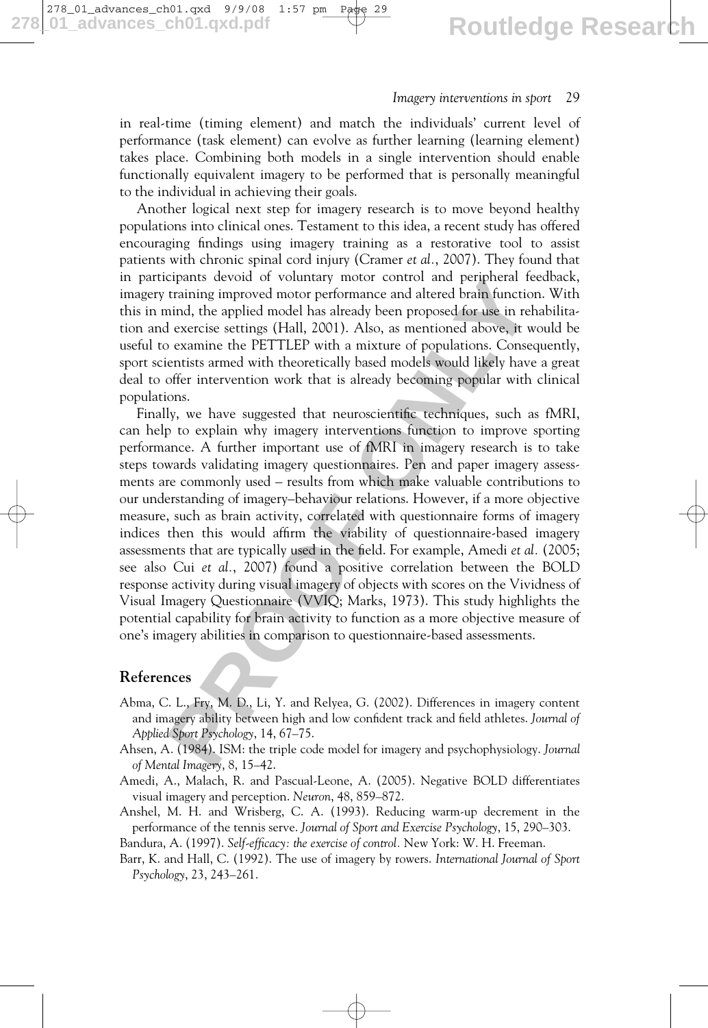in real-time (timing element) and match the individuals' current level of performance (task element) can evolve as further learning (learning element) takes place. Combining both models in a single intervention should enable functionally equivalent imagery to be performed that is personally meaningful to the individual in achieving their goals.

Another logical next step for imagery research is to move beyond healthy populations into clinical ones. Testament to this idea, a recent study has offered encouraging findings using imagery training as a restorative tool to assist patients with chronic spinal cord injury (Cramer *et al.*, 2007). They found that in participants devoid of voluntary motor control and peripheral feedback, imagery training improved motor performance and altered brain function. With this in mind, the applied model has already been proposed for use in rehabilitation and exercise settings (Hall, 2001). Also, as mentioned above, it would be useful to examine the PETTLEP with a mixture of populations. Consequently, sport scientists armed with theoretically based models would likely have a great deal to offer intervention work that is already becoming popular with clinical populations.

Finally, we have suggested that neuroscientific techniques, such as fMRI, can help to explain why imagery interventions function to improve sporting performance. A further important use of fMRI in imagery research is to take steps towards validating imagery questionnaires. Pen and paper imagery assessments are commonly used – results from which make valuable contributions to our understanding of imagery–behaviour relations. However, if a more objective measure, such as brain activity, correlated with questionnaire forms of imagery indices then this would affirm the viability of questionnaire-based imagery assessments that are typically used in the field. For example, Amedi *et al.* (2005; see also Cui *et al.*, 2007) found a positive correlation between the BOLD response activity during visual imagery of objects with scores on the Vividness of Visual Imagery Questionnaire (VVIQ; Marks, 1973). This study highlights the potential capability for brain activity to function as a more objective measure of one's imagery abilities in comparison to questionnaire-based assessments.

## References

Abma, C. L., Fry, M. D., Li, Y. and Relyea, G. (2002). Differences in imagery content and imagery ability between high and low confident track and field athletes. *Journal of Applied Sport Psychology*, 14, 67–75.

Ahsen, A. (1984). ISM: the triple code model for imagery and psychophysiology. *Journal of Mental Imagery*, 8, 15–42.

Amedi, A., Malach, R. and Pascual-Leone, A. (2005). Negative BOLD differentiates visual imagery and perception. *Neuron*, 48, 859–872.

Anshel, M. H. and Wrisberg, C. A. (1993). Reducing warm-up decrement in the performance of the tennis serve. *Journal of Sport and Exercise Psychology*, 15, 290–303.

Bandura, A. (1997). *Self-efficacy: the exercise of control.* New York: W. H. Freeman.

Barr, K. and Hall, C. (1992). The use of imagery by rowers. *International Journal of Sport Psychology*, 23, 243–261.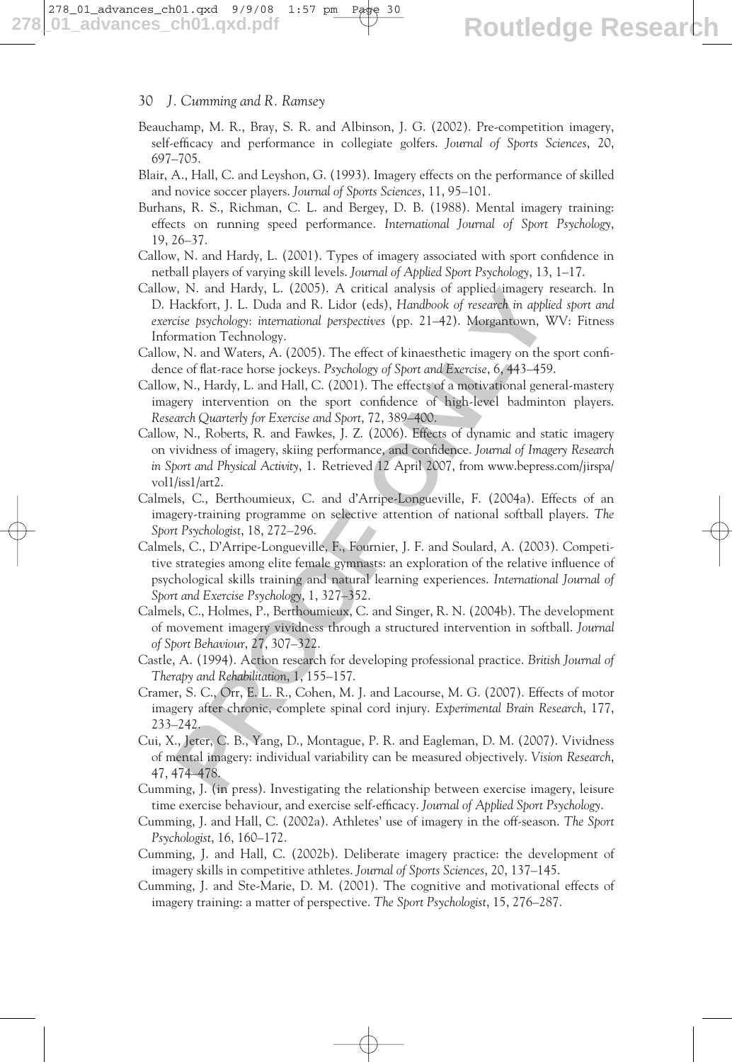Beauchamp, M. R., Bray, S. R. and Albinson, J. G. (2002). Pre-competition imagery, self-efficacy and performance in collegiate golfers. *Journal of Sports Sciences*, 20, 697–705.

Blair, A., Hall, C. and Leyshon, G. (1993). Imagery effects on the performance of skilled and novice soccer players. *Journal of Sports Sciences*, 11, 95–101.

Burhans, R. S., Richman, C. L. and Bergey, D. B. (1988). Mental imagery training: effects on running speed performance. *International Journal of Sport Psychology*, 19, 26–37.

Callow, N. and Hardy, L. (2001). Types of imagery associated with sport confidence in netball players of varying skill levels. *Journal of Applied Sport Psychology*, 13, 1–17.

Callow, N. and Hardy, L. (2005). A critical analysis of applied imagery research. In D. Hackfort, J. L. Duda and R. Lidor (eds), *Handbook of research in applied sport and exercise psychology: international perspectives* (pp. 21–42). Morgantown, WV: Fitness Information Technology.

Callow, N. and Waters, A. (2005). The effect of kinaesthetic imagery on the sport confidence of flat-race horse jockeys. *Psychology of Sport and Exercise*, 6, 443–459.

Callow, N., Hardy, L. and Hall, C. (2001). The effects of a motivational general-mastery imagery intervention on the sport confidence of high-level badminton players. *Research Quarterly for Exercise and Sport*, 72, 389–400.

Callow, N., Roberts, R. and Fawkes, J. Z. (2006). Effects of dynamic and static imagery on vividness of imagery, skiing performance, and confidence. *Journal of Imagery Research in Sport and Physical Activity*, 1. Retrieved 12 April 2007, from www.bepress.com/jirspa/vol1/iss1/art2.

Calmels, C., Berthoumieux, C. and d'Arripe-Longueville, F. (2004a). Effects of an imagery-training programme on selective attention of national softball players. *The Sport Psychologist*, 18, 272–296.

Calmels, C., D'Arripe-Longueville, F., Fournier, J. F. and Soulard, A. (2003). Competitive strategies among elite female gymnasts: an exploration of the relative influence of psychological skills training and natural learning experiences. *International Journal of Sport and Exercise Psychology*, 1, 327–352.

Calmels, C., Holmes, P., Berthoumieux, C. and Singer, R. N. (2004b). The development of movement imagery vividness through a structured intervention in softball. *Journal of Sport Behaviour*, 27, 307–322.

Castle, A. (1994). Action research for developing professional practice. *British Journal of Therapy and Rehabilitation*, 1, 155–157.

Cramer, S. C., Orr, E. L. R., Cohen, M. J. and Lacourse, M. G. (2007). Effects of motor imagery after chronic, complete spinal cord injury. *Experimental Brain Research*, 177, 233–242.

Cui, X., Jeter, C. B., Yang, D., Montague, P. R. and Eagleman, D. M. (2007). Vividness of mental imagery: individual variability can be measured objectively. *Vision Research*, 47, 474–478.

Cumming, J. (in press). Investigating the relationship between exercise imagery, leisure time exercise behaviour, and exercise self-efficacy. *Journal of Applied Sport Psychology*.

Cumming, J. and Hall, C. (2002a). Athletes' use of imagery in the off-season. *The Sport Psychologist*, 16, 160–172.

Cumming, J. and Hall, C. (2002b). Deliberate imagery practice: the development of imagery skills in competitive athletes. *Journal of Sports Sciences*, 20, 137–145.

Cumming, J. and Ste-Marie, D. M. (2001). The cognitive and motivational effects of imagery training: a matter of perspective. *The Sport Psychologist*, 15, 276–287.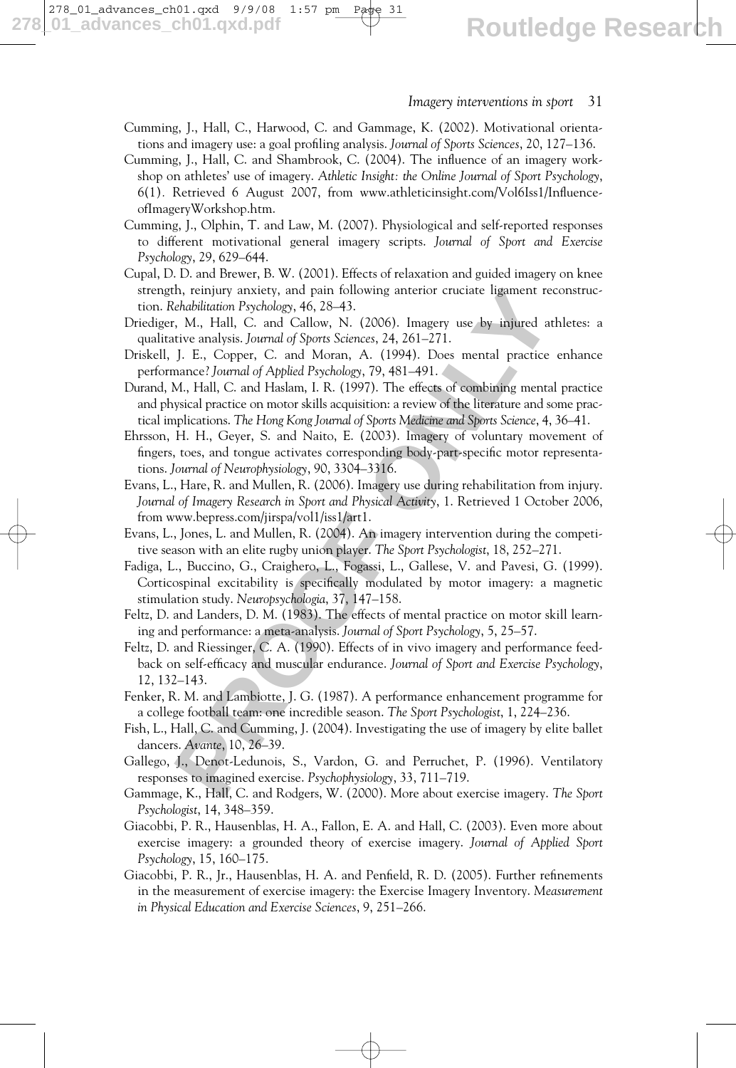Cumming, J., Hall, C., Harwood, C. and Gammage, K. (2002). Motivational orientations and imagery use: a goal profiling analysis. *Journal of Sports Sciences*, 20, 127–136.

Cumming, J., Hall, C. and Shambrook, C. (2004). The influence of an imagery workshop on athletes' use of imagery. *Athletic Insight: the Online Journal of Sport Psychology*, 6(1). Retrieved 6 August 2007, from www.athleticinsight.com/Vol6Iss1/InfluenceofImageryWorkshop.htm.

Cumming, J., Olphin, T. and Law, M. (2007). Physiological and self-reported responses to different motivational general imagery scripts. *Journal of Sport and Exercise Psychology*, 29, 629–644.

Cupal, D. D. and Brewer, B. W. (2001). Effects of relaxation and guided imagery on knee strength, reinjury anxiety, and pain following anterior cruciate ligament reconstruction. *Rehabilitation Psychology*, 46, 28–43.

Driediger, M., Hall, C. and Callow, N. (2006). Imagery use by injured athletes: a qualitative analysis. *Journal of Sports Sciences*, 24, 261–271.

Driskell, J. E., Copper, C. and Moran, A. (1994). Does mental practice enhance performance? *Journal of Applied Psychology*, 79, 481–491.

Durand, M., Hall, C. and Haslam, I. R. (1997). The effects of combining mental practice and physical practice on motor skills acquisition: a review of the literature and some practical implications. *The Hong Kong Journal of Sports Medicine and Sports Science*, 4, 36–41.

Ehrsson, H. H., Geyer, S. and Naito, E. (2003). Imagery of voluntary movement of fingers, toes, and tongue activates corresponding body-part-specific motor representations. *Journal of Neurophysiology*, 90, 3304–3316.

Evans, L., Hare, R. and Mullen, R. (2006). Imagery use during rehabilitation from injury. *Journal of Imagery Research in Sport and Physical Activity*, 1. Retrieved 1 October 2006, from www.bepress.com/jirspa/vol1/iss1/art1.

Evans, L., Jones, L. and Mullen, R. (2004). An imagery intervention during the competitive season with an elite rugby union player. *The Sport Psychologist*, 18, 252–271.

Fadiga, L., Buccino, G., Craighero, L., Fogassi, L., Gallese, V. and Pavesi, G. (1999). Corticospinal excitability is specifically modulated by motor imagery: a magnetic stimulation study. *Neuropsychologia*, 37, 147–158.

Feltz, D. and Landers, D. M. (1983). The effects of mental practice on motor skill learning and performance: a meta-analysis. *Journal of Sport Psychology*, 5, 25–57.

Feltz, D. and Riessinger, C. A. (1990). Effects of in vivo imagery and performance feedback on self-efficacy and muscular endurance. *Journal of Sport and Exercise Psychology*, 12, 132–143.

Fenker, R. M. and Lambiotte, J. G. (1987). A performance enhancement programme for a college football team: one incredible season. *The Sport Psychologist*, 1, 224–236.

Fish, L., Hall, C. and Cumming, J. (2004). Investigating the use of imagery by elite ballet dancers. *Avante*, 10, 26–39.

Gallego, J., Denot-Ledunois, S., Vardon, G. and Perruchet, P. (1996). Ventilatory responses to imagined exercise. *Psychophysiology*, 33, 711–719.

Gammage, K., Hall, C. and Rodgers, W. (2000). More about exercise imagery. *The Sport Psychologist*, 14, 348–359.

Giacobbi, P. R., Hausenblas, H. A., Fallon, E. A. and Hall, C. (2003). Even more about exercise imagery: a grounded theory of exercise imagery. *Journal of Applied Sport Psychology*, 15, 160–175.

Giacobbi, P. R., Jr., Hausenblas, H. A. and Penfield, R. D. (2005). Further refinements in the measurement of exercise imagery: the Exercise Imagery Inventory. *Measurement in Physical Education and Exercise Sciences*, 9, 251–266.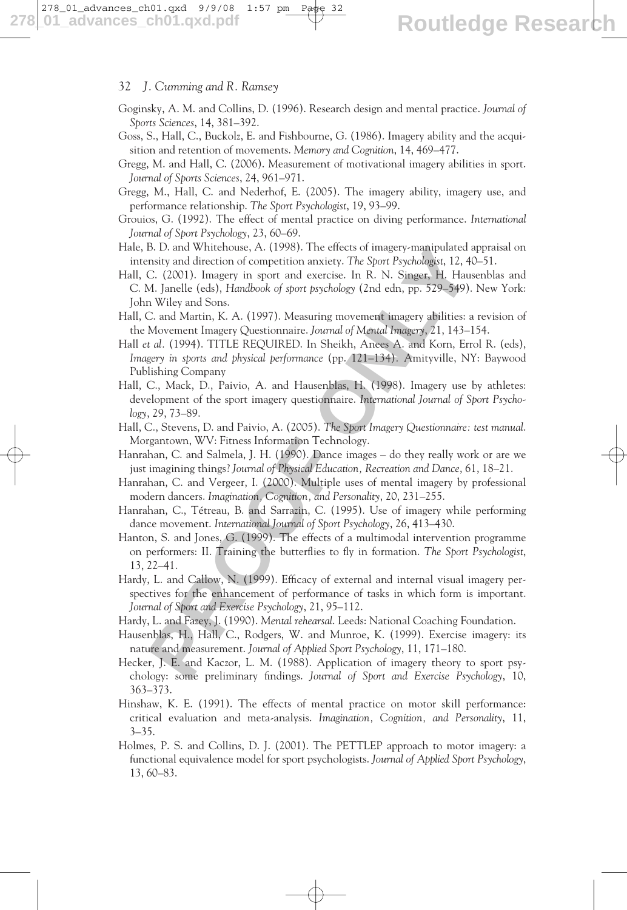Goginsky, A. M. and Collins, D. (1996). Research design and mental practice. *Journal of Sports Sciences*, 14, 381–392.

Goss, S., Hall, C., Buckolz, E. and Fishbourne, G. (1986). Imagery ability and the acquisition and retention of movements. *Memory and Cognition*, 14, 469–477.

Gregg, M. and Hall, C. (2006). Measurement of motivational imagery abilities in sport. *Journal of Sports Sciences*, 24, 961–971.

Gregg, M., Hall, C. and Nederhof, E. (2005). The imagery ability, imagery use, and performance relationship. *The Sport Psychologist*, 19, 93–99.

Grouios, G. (1992). The effect of mental practice on diving performance. *International Journal of Sport Psychology*, 23, 60–69.

Hale, B. D. and Whitehouse, A. (1998). The effects of imagery-manipulated appraisal on intensity and direction of competition anxiety. *The Sport Psychologist*, 12, 40–51.

Hall, C. (2001). Imagery in sport and exercise. In R. N. Singer, H. Hausenblas and C. M. Janelle (eds), *Handbook of sport psychology* (2nd edn, pp. 529–549). New York: John Wiley and Sons.

Hall, C. and Martin, K. A. (1997). Measuring movement imagery abilities: a revision of the Movement Imagery Questionnaire. *Journal of Mental Imagery*, 21, 143–154.

Hall *et al.* (1994). TITLE REQUIRED. In Sheikh, Anees A. and Korn, Errol R. (eds), *Imagery in sports and physical performance* (pp. 121–134). Amityville, NY: Baywood Publishing Company

Hall, C., Mack, D., Paivio, A. and Hausenblas, H. (1998). Imagery use by athletes: development of the sport imagery questionnaire. *International Journal of Sport Psychology*, 29, 73–89.

Hall, C., Stevens, D. and Paivio, A. (2005). *The Sport Imagery Questionnaire: test manual*. Morgantown, WV: Fitness Information Technology.

Hanrahan, C. and Salmela, J. H. (1990). Dance images – do they really work or are we just imagining things? *Journal of Physical Education, Recreation and Dance*, 61, 18–21.

Hanrahan, C. and Vergeer, I. (2000). Multiple uses of mental imagery by professional modern dancers. *Imagination, Cognition, and Personality*, 20, 231–255.

Hanrahan, C., Tétreau, B. and Sarrazin, C. (1995). Use of imagery while performing dance movement. *International Journal of Sport Psychology*, 26, 413–430.

Hanton, S. and Jones, G. (1999). The effects of a multimodal intervention programme on performers: II. Training the butterflies to fly in formation. *The Sport Psychologist*, 13, 22–41.

Hardy, L. and Callow, N. (1999). Efficacy of external and internal visual imagery perspectives for the enhancement of performance of tasks in which form is important. *Journal of Sport and Exercise Psychology*, 21, 95–112.

Hardy, L. and Fazey, J. (1990). *Mental rehearsal*. Leeds: National Coaching Foundation.

Hausenblas, H., Hall, C., Rodgers, W. and Munroe, K. (1999). Exercise imagery: its nature and measurement. *Journal of Applied Sport Psychology*, 11, 171–180.

Hecker, J. E. and Kaczor, L. M. (1988). Application of imagery theory to sport psychology: some preliminary findings. *Journal of Sport and Exercise Psychology*, 10, 363–373.

Hinshaw, K. E. (1991). The effects of mental practice on motor skill performance: critical evaluation and meta-analysis. *Imagination, Cognition, and Personality*, 11, 3–35.

Holmes, P. S. and Collins, D. J. (2001). The PETTLEP approach to motor imagery: a functional equivalence model for sport psychologists. *Journal of Applied Sport Psychology*, 13, 60–83.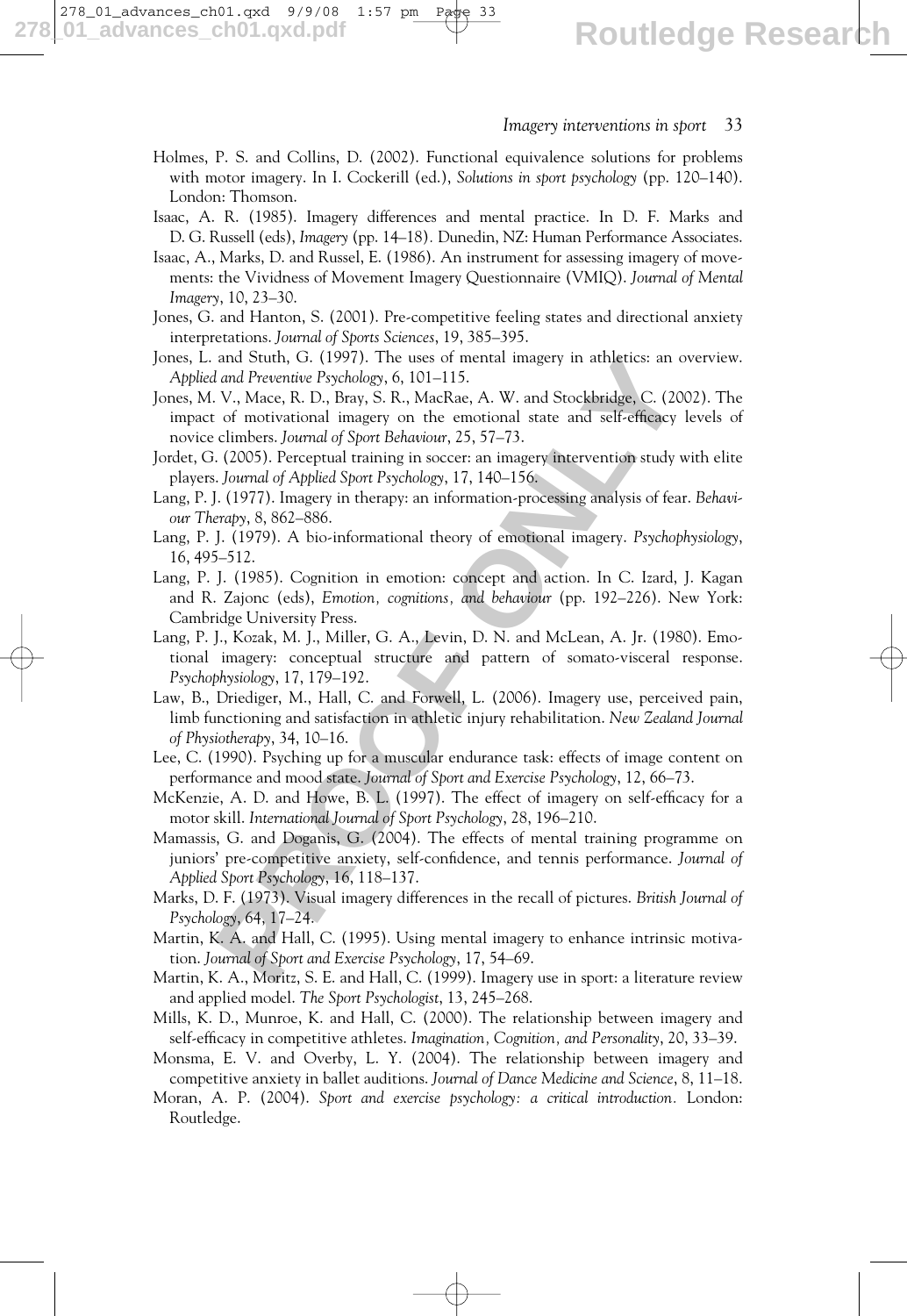Holmes, P. S. and Collins, D. (2002). Functional equivalence solutions for problems with motor imagery. In I. Cockerill (ed.), *Solutions in sport psychology* (pp. 120–140). London: Thomson.

Isaac, A. R. (1985). Imagery differences and mental practice. In D. F. Marks and D. G. Russell (eds), *Imagery* (pp. 14–18). Dunedin, NZ: Human Performance Associates.

Isaac, A., Marks, D. and Russel, E. (1986). An instrument for assessing imagery of movements: the Vividness of Movement Imagery Questionnaire (VMIQ). *Journal of Mental Imagery*, 10, 23–30.

Jones, G. and Hanton, S. (2001). Pre-competitive feeling states and directional anxiety interpretations. *Journal of Sports Sciences*, 19, 385–395.

Jones, L. and Stuth, G. (1997). The uses of mental imagery in athletics: an overview. *Applied and Preventive Psychology*, 6, 101–115.

Jones, M. V., Mace, R. D., Bray, S. R., MacRae, A. W. and Stockbridge, C. (2002). The impact of motivational imagery on the emotional state and self-efficacy levels of novice climbers. *Journal of Sport Behaviour*, 25, 57–73.

Jordet, G. (2005). Perceptual training in soccer: an imagery intervention study with elite players. *Journal of Applied Sport Psychology*, 17, 140–156.

Lang, P. J. (1977). Imagery in therapy: an information-processing analysis of fear. *Behaviour Therapy*, 8, 862–886.

Lang, P. J. (1979). A bio-informational theory of emotional imagery. *Psychophysiology*, 16, 495–512.

Lang, P. J. (1985). Cognition in emotion: concept and action. In C. Izard, J. Kagan and R. Zajonc (eds), *Emotion, cognitions, and behaviour* (pp. 192–226). New York: Cambridge University Press.

Lang, P. J., Kozak, M. J., Miller, G. A., Levin, D. N. and McLean, A. Jr. (1980). Emotional imagery: conceptual structure and pattern of somato-visceral response. *Psychophysiology*, 17, 179–192.

Law, B., Driediger, M., Hall, C. and Forwell, L. (2006). Imagery use, perceived pain, limb functioning and satisfaction in athletic injury rehabilitation. *New Zealand Journal of Physiotherapy*, 34, 10–16.

Lee, C. (1990). Psyching up for a muscular endurance task: effects of image content on performance and mood state. *Journal of Sport and Exercise Psychology*, 12, 66–73.

McKenzie, A. D. and Howe, B. L. (1997). The effect of imagery on self-efficacy for a motor skill. *International Journal of Sport Psychology*, 28, 196–210.

Mamassis, G. and Doganis, G. (2004). The effects of mental training programme on juniors' pre-competitive anxiety, self-confidence, and tennis performance. *Journal of Applied Sport Psychology*, 16, 118–137.

Marks, D. F. (1973). Visual imagery differences in the recall of pictures. *British Journal of Psychology*, 64, 17–24.

Martin, K. A. and Hall, C. (1995). Using mental imagery to enhance intrinsic motivation. *Journal of Sport and Exercise Psychology*, 17, 54–69.

Martin, K. A., Moritz, S. E. and Hall, C. (1999). Imagery use in sport: a literature review and applied model. *The Sport Psychologist*, 13, 245–268.

Mills, K. D., Munroe, K. and Hall, C. (2000). The relationship between imagery and self-efficacy in competitive athletes. *Imagination, Cognition, and Personality*, 20, 33–39.

Monsma, E. V. and Overby, L. Y. (2004). The relationship between imagery and competitive anxiety in ballet auditions. *Journal of Dance Medicine and Science*, 8, 11–18.

Moran, A. P. (2004). *Sport and exercise psychology: a critical introduction.* London: Routledge.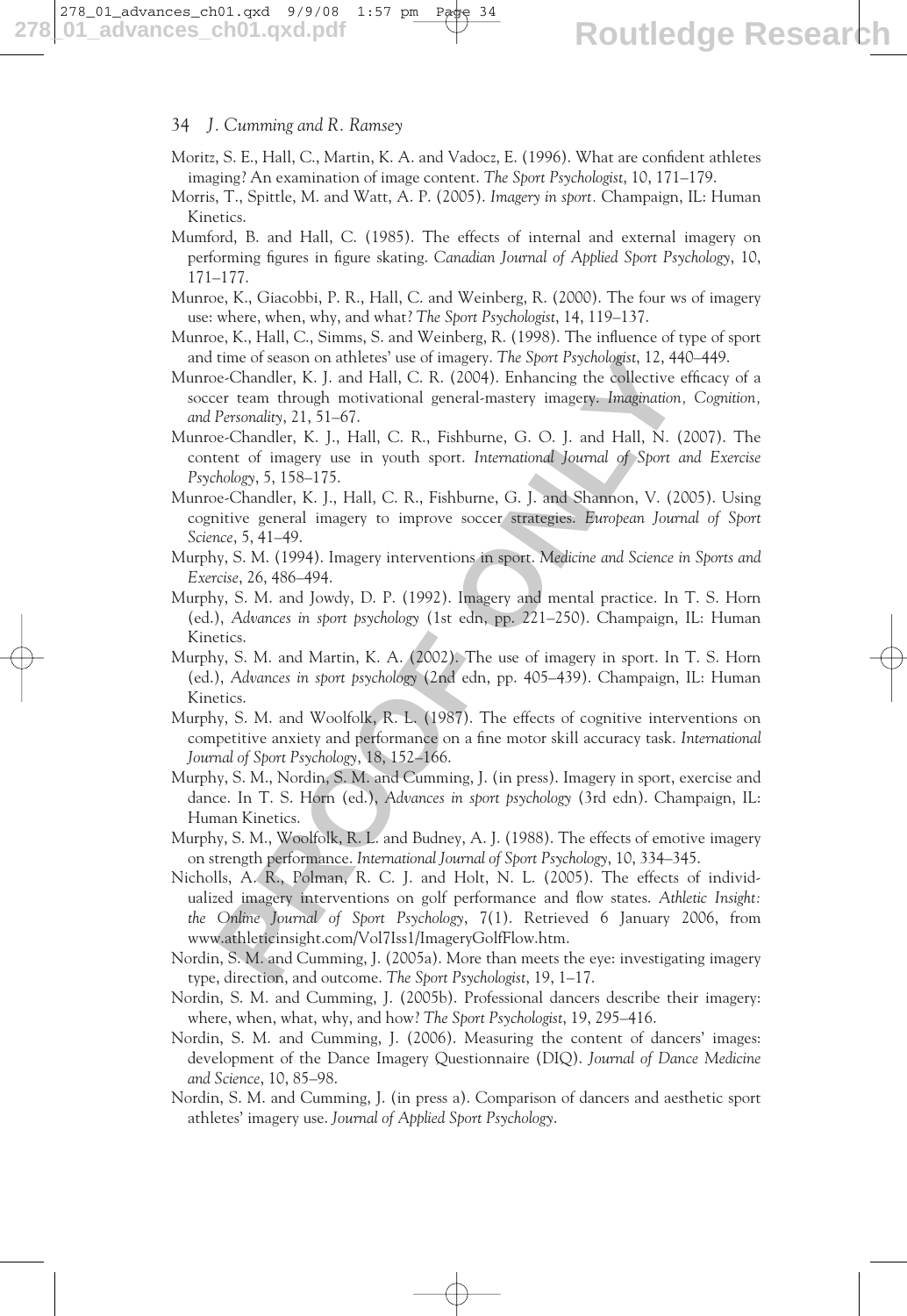Moritz, S. E., Hall, C., Martin, K. A. and Vadocz, E. (1996). What are confident athletes imaging? An examination of image content. *The Sport Psychologist*, 10, 171–179.

Morris, T., Spittle, M. and Watt, A. P. (2005). *Imagery in sport.* Champaign, IL: Human Kinetics.

Mumford, B. and Hall, C. (1985). The effects of internal and external imagery on performing figures in figure skating. *Canadian Journal of Applied Sport Psychology*, 10, 171–177.

Munroe, K., Giacobbi, P. R., Hall, C. and Weinberg, R. (2000). The four ws of imagery use: where, when, why, and what? *The Sport Psychologist*, 14, 119–137.

Munroe, K., Hall, C., Simms, S. and Weinberg, R. (1998). The influence of type of sport and time of season on athletes' use of imagery. *The Sport Psychologist*, 12, 440–449.

Munroe-Chandler, K. J. and Hall, C. R. (2004). Enhancing the collective efficacy of a soccer team through motivational general-mastery imagery. *Imagination, Cognition, and Personality*, 21, 51–67.

Munroe-Chandler, K. J., Hall, C. R., Fishburne, G. O. J. and Hall, N. (2007). The content of imagery use in youth sport. *International Journal of Sport and Exercise Psychology*, 5, 158–175.

Munroe-Chandler, K. J., Hall, C. R., Fishburne, G. J. and Shannon, V. (2005). Using cognitive general imagery to improve soccer strategies. *European Journal of Sport Science*, 5, 41–49.

Murphy, S. M. (1994). Imagery interventions in sport. *Medicine and Science in Sports and Exercise*, 26, 486–494.

Murphy, S. M. and Jowdy, D. P. (1992). Imagery and mental practice. In T. S. Horn (ed.), *Advances in sport psychology* (1st edn, pp. 221–250). Champaign, IL: Human Kinetics.

Murphy, S. M. and Martin, K. A. (2002). The use of imagery in sport. In T. S. Horn (ed.), *Advances in sport psychology* (2nd edn, pp. 405–439). Champaign, IL: Human Kinetics.

Murphy, S. M. and Woolfolk, R. L. (1987). The effects of cognitive interventions on competitive anxiety and performance on a fine motor skill accuracy task. *International Journal of Sport Psychology*, 18, 152–166.

Murphy, S. M., Nordin, S. M. and Cumming, J. (in press). Imagery in sport, exercise and dance. In T. S. Horn (ed.), *Advances in sport psychology* (3rd edn). Champaign, IL: Human Kinetics.

Murphy, S. M., Woolfolk, R. L. and Budney, A. J. (1988). The effects of emotive imagery on strength performance. *International Journal of Sport Psychology*, 10, 334–345.

Nicholls, A. R., Polman, R. C. J. and Holt, N. L. (2005). The effects of individualized imagery interventions on golf performance and flow states. *Athletic Insight: the Online Journal of Sport Psychology*, 7(1). Retrieved 6 January 2006, from www.athleticinsight.com/Vol7Iss1/ImageryGolfFlow.htm.

Nordin, S. M. and Cumming, J. (2005a). More than meets the eye: investigating imagery type, direction, and outcome. *The Sport Psychologist*, 19, 1–17.

Nordin, S. M. and Cumming, J. (2005b). Professional dancers describe their imagery: where, when, what, why, and how? *The Sport Psychologist*, 19, 295–416.

Nordin, S. M. and Cumming, J. (2006). Measuring the content of dancers' images: development of the Dance Imagery Questionnaire (DIQ). *Journal of Dance Medicine and Science*, 10, 85–98.

Nordin, S. M. and Cumming, J. (in press a). Comparison of dancers and aesthetic sport athletes' imagery use. *Journal of Applied Sport Psychology*.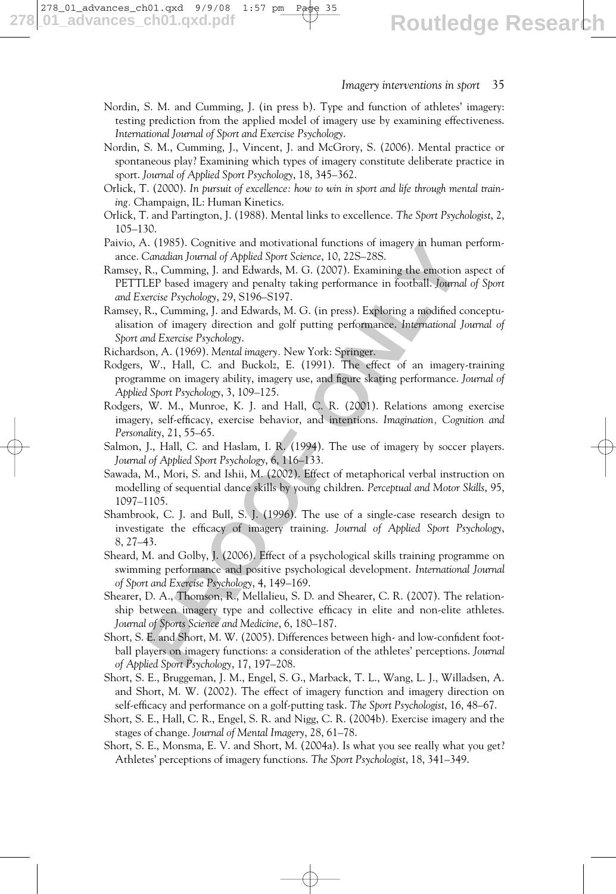Nordin, S. M. and Cumming, J. (in press b). Type and function of athletes' imagery: testing prediction from the applied model of imagery use by examining effectiveness. *International Journal of Sport and Exercise Psychology*.

Nordin, S. M., Cumming, J., Vincent, J. and McGrory, S. (2006). Mental practice or spontaneous play? Examining which types of imagery constitute deliberate practice in sport. *Journal of Applied Sport Psychology*, 18, 345–362.

Orlick, T. (2000). *In pursuit of excellence: how to win in sport and life through mental training*. Champaign, IL: Human Kinetics.

Orlick, T. and Partington, J. (1988). Mental links to excellence. *The Sport Psychologist*, 2, 105–130.

Paivio, A. (1985). Cognitive and motivational functions of imagery in human performance. *Canadian Journal of Applied Sport Science*, 10, 22S–28S.

Ramsey, R., Cumming, J. and Edwards, M. G. (2007). Examining the emotion aspect of PETTLEP based imagery and penalty taking performance in football. *Journal of Sport and Exercise Psychology*, 29, S196–S197.

Ramsey, R., Cumming, J. and Edwards, M. G. (in press). Exploring a modified conceptualisation of imagery direction and golf putting performance. *International Journal of Sport and Exercise Psychology*.

Richardson, A. (1969). *Mental imagery*. New York: Springer.

Rodgers, W., Hall, C. and Buckolz, E. (1991). The effect of an imagery-training programme on imagery ability, imagery use, and figure skating performance. *Journal of Applied Sport Psychology*, 3, 109–125.

Rodgers, W. M., Munroe, K. J. and Hall, C. R. (2001). Relations among exercise imagery, self-efficacy, exercise behavior, and intentions. *Imagination, Cognition and Personality*, 21, 55–65.

Salmon, J., Hall, C. and Haslam, I. R. (1994). The use of imagery by soccer players. *Journal of Applied Sport Psychology*, 6, 116–133.

Sawada, M., Mori, S. and Ishii, M. (2002). Effect of metaphorical verbal instruction on modelling of sequential dance skills by young children. *Perceptual and Motor Skills*, 95, 1097–1105.

Shambrook, C. J. and Bull, S. J. (1996). The use of a single-case research design to investigate the efficacy of imagery training. *Journal of Applied Sport Psychology*, 8, 27–43.

Sheard, M. and Golby, J. (2006). Effect of a psychological skills training programme on swimming performance and positive psychological development. *International Journal of Sport and Exercise Psychology*, 4, 149–169.

Shearer, D. A., Thomson, R., Mellalieu, S. D. and Shearer, C. R. (2007). The relationship between imagery type and collective efficacy in elite and non-elite athletes. *Journal of Sports Science and Medicine*, 6, 180–187.

Short, S. E. and Short, M. W. (2005). Differences between high- and low-confident football players on imagery functions: a consideration of the athletes' perceptions. *Journal of Applied Sport Psychology*, 17, 197–208.

Short, S. E., Bruggeman, J. M., Engel, S. G., Marback, T. L., Wang, L. J., Willadsen, A. and Short, M. W. (2002). The effect of imagery function and imagery direction on self-efficacy and performance on a golf-putting task. *The Sport Psychologist*, 16, 48–67.

Short, S. E., Hall, C. R., Engel, S. R. and Nigg, C. R. (2004b). Exercise imagery and the stages of change. *Journal of Mental Imagery*, 28, 61–78.

Short, S. E., Monsma, E. V. and Short, M. (2004a). Is what you see really what you get? Athletes' perceptions of imagery functions. *The Sport Psychologist*, 18, 341–349.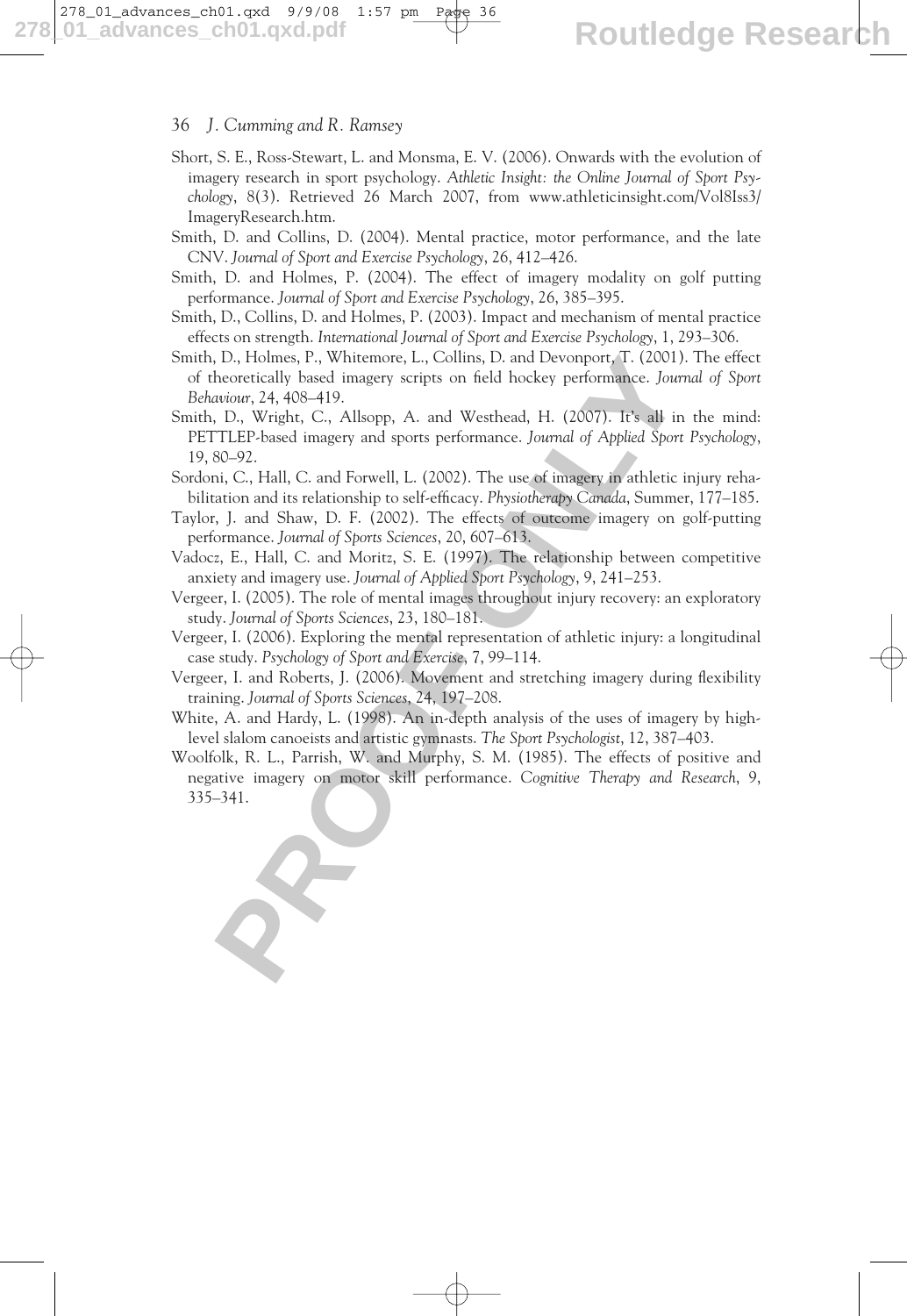Short, S. E., Ross-Stewart, L. and Monsma, E. V. (2006). Onwards with the evolution of imagery research in sport psychology. *Athletic Insight: the Online Journal of Sport Psychology*, 8(3). Retrieved 26 March 2007, from www.athleticinsight.com/Vol8Iss3/ImageryResearch.htm.

Smith, D. and Collins, D. (2004). Mental practice, motor performance, and the late CNV. *Journal of Sport and Exercise Psychology*, 26, 412–426.

Smith, D. and Holmes, P. (2004). The effect of imagery modality on golf putting performance. *Journal of Sport and Exercise Psychology*, 26, 385–395.

Smith, D., Collins, D. and Holmes, P. (2003). Impact and mechanism of mental practice effects on strength. *International Journal of Sport and Exercise Psychology*, 1, 293–306.

Smith, D., Holmes, P., Whitemore, L., Collins, D. and Devonport, T. (2001). The effect of theoretically based imagery scripts on field hockey performance. *Journal of Sport Behaviour*, 24, 408–419.

Smith, D., Wright, C., Allsopp, A. and Westhead, H. (2007). It's all in the mind: PETTLEP-based imagery and sports performance. *Journal of Applied Sport Psychology*, 19, 80–92.

Sordoni, C., Hall, C. and Forwell, L. (2002). The use of imagery in athletic injury rehabilitation and its relationship to self-efficacy. *Physiotherapy Canada*, Summer, 177–185.

Taylor, J. and Shaw, D. F. (2002). The effects of outcome imagery on golf-putting performance. *Journal of Sports Sciences*, 20, 607–613.

Vadocz, E., Hall, C. and Moritz, S. E. (1997). The relationship between competitive anxiety and imagery use. *Journal of Applied Sport Psychology*, 9, 241–253.

Vergeer, I. (2005). The role of mental images throughout injury recovery: an exploratory study. *Journal of Sports Sciences*, 23, 180–181.

Vergeer, I. (2006). Exploring the mental representation of athletic injury: a longitudinal case study. *Psychology of Sport and Exercise*, 7, 99–114.

Vergeer, I. and Roberts, J. (2006). Movement and stretching imagery during flexibility training. *Journal of Sports Sciences*, 24, 197–208.

White, A. and Hardy, L. (1998). An in-depth analysis of the uses of imagery by high-level slalom canoeists and artistic gymnasts. *The Sport Psychologist*, 12, 387–403.

Woolfolk, R. L., Parrish, W. and Murphy, S. M. (1985). The effects of positive and negative imagery on motor skill performance. *Cognitive Therapy and Research*, 9, 335–341.